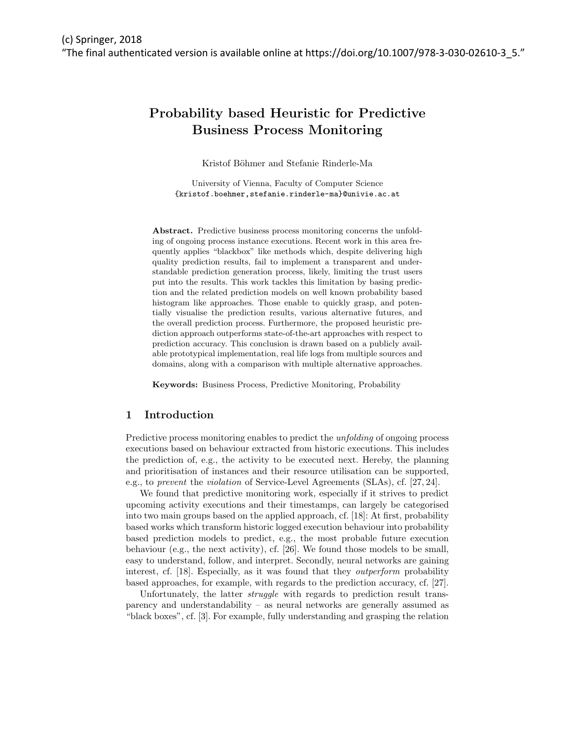(c) Springer, 2018
"The final authenticated version is available online at https://doi.org/10.1007/978-3-030-02610-3_5."

# Probability based Heuristic for Predictive Business Process Monitoring

Kristof Böhmer and Stefanie Rinderle-Ma

University of Vienna, Faculty of Computer Science
{kristof.boehmer,stefanie.rinderle-ma}@univie.ac.at

**Abstract.** Predictive business process monitoring concerns the unfolding of ongoing process instance executions. Recent work in this area frequently applies "blackbox" like methods which, despite delivering high quality prediction results, fail to implement a transparent and understandable prediction generation process, likely, limiting the trust users put into the results. This work tackles this limitation by basing prediction and the related prediction models on well known probability based histogram like approaches. Those enable to quickly grasp, and potentially visualise the prediction results, various alternative futures, and the overall prediction process. Furthermore, the proposed heuristic prediction approach outperforms state-of-the-art approaches with respect to prediction accuracy. This conclusion is drawn based on a publicly available prototypical implementation, real life logs from multiple sources and domains, along with a comparison with multiple alternative approaches.

**Keywords:** Business Process, Predictive Monitoring, Probability

## 1 Introduction

Predictive process monitoring enables to predict the *unfolding* of ongoing process executions based on behaviour extracted from historic executions. This includes the prediction of, e.g., the activity to be executed next. Hereby, the planning and prioritisation of instances and their resource utilisation can be supported, e.g., to *prevent* the *violation* of Service-Level Agreements (SLAs), cf. [27, 24].

We found that predictive monitoring work, especially if it strives to predict upcoming activity executions and their timestamps, can largely be categorised into two main groups based on the applied approach, cf. [18]: At first, probability based works which transform historic logged execution behaviour into probability based prediction models to predict, e.g., the most probable future execution behaviour (e.g., the next activity), cf. [26]. We found those models to be small, easy to understand, follow, and interpret. Secondly, neural networks are gaining interest, cf. [18]. Especially, as it was found that they *outperform* probability based approaches, for example, with regards to the prediction accuracy, cf. [27].

Unfortunately, the latter *struggle* with regards to prediction result transparency and understandability – as neural networks are generally assumed as "black boxes", cf. [3]. For example, fully understanding and grasping the relation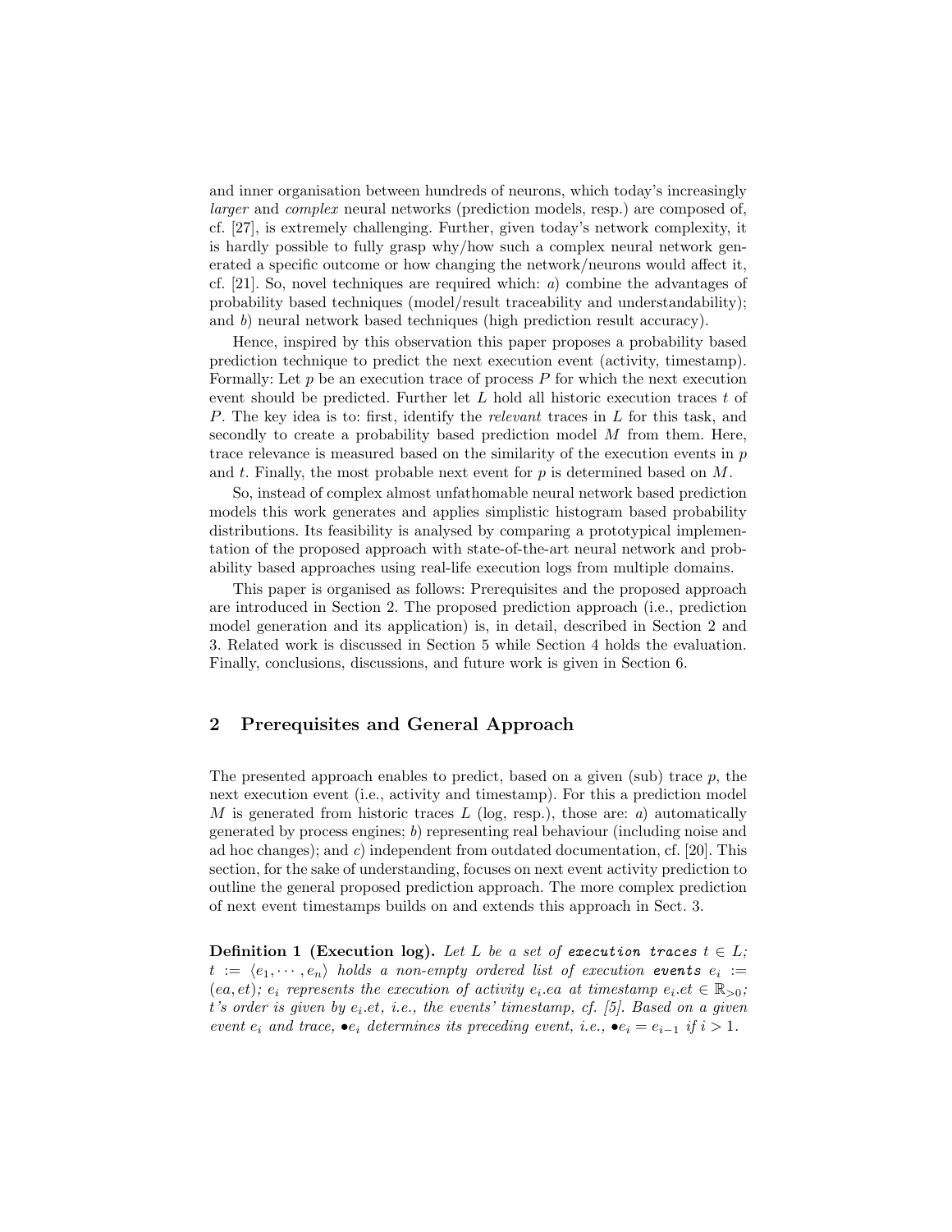and inner organisation between hundreds of neurons, which today's increasingly *larger* and *complex* neural networks (prediction models, resp.) are composed of, cf. [27], is extremely challenging. Further, given today's network complexity, it is hardly possible to fully grasp why/how such a complex neural network generated a specific outcome or how changing the network/neurons would affect it, cf. [21]. So, novel techniques are required which: *a*) combine the advantages of probability based techniques (model/result traceability and understandability); and *b*) neural network based techniques (high prediction result accuracy).

Hence, inspired by this observation this paper proposes a probability based prediction technique to predict the next execution event (activity, timestamp). Formally: Let $p$ be an execution trace of process $P$ for which the next execution event should be predicted. Further let $L$ hold all historic execution traces $t$ of $P$. The key idea is to: first, identify the *relevant* traces in $L$ for this task, and secondly to create a probability based prediction model $M$ from them. Here, trace relevance is measured based on the similarity of the execution events in $p$ and $t$. Finally, the most probable next event for $p$ is determined based on $M$.

So, instead of complex almost unfathomable neural network based prediction models this work generates and applies simplistic histogram based probability distributions. Its feasibility is analysed by comparing a prototypical implementation of the proposed approach with state-of-the-art neural network and probability based approaches using real-life execution logs from multiple domains.

This paper is organised as follows: Prerequisites and the proposed approach are introduced in Section 2. The proposed prediction approach (i.e., prediction model generation and its application) is, in detail, described in Section 2 and 3. Related work is discussed in Section 5 while Section 4 holds the evaluation. Finally, conclusions, discussions, and future work is given in Section 6.

## 2 Prerequisites and General Approach

The presented approach enables to predict, based on a given (sub) trace $p$, the next execution event (i.e., activity and timestamp). For this a prediction model $M$ is generated from historic traces $L$ (log, resp.), those are: *a*) automatically generated by process engines; *b*) representing real behaviour (including noise and ad hoc changes); and *c*) independent from outdated documentation, cf. [20]. This section, for the sake of understanding, focuses on next event activity prediction to outline the general proposed prediction approach. The more complex prediction of next event timestamps builds on and extends this approach in Sect. 3.

**Definition 1 (Execution log).** *Let $L$ be a set of* `execution traces` *$t \in L$; $t := \langle e_1, \cdots, e_n \rangle$ holds a non-empty ordered list of execution* `events` *$e_i := (ea, et)$; $e_i$ represents the execution of activity $e_i.ea$ at timestamp $e_i.et \in \mathbb{R}_{>0}$; $t$'s order is given by $e_i.et$, i.e., the events' timestamp, cf. [5]. Based on a given event $e_i$ and trace, $\bullet e_i$ determines its preceding event, i.e., $\bullet e_i = e_{i-1}$ if $i > 1$.*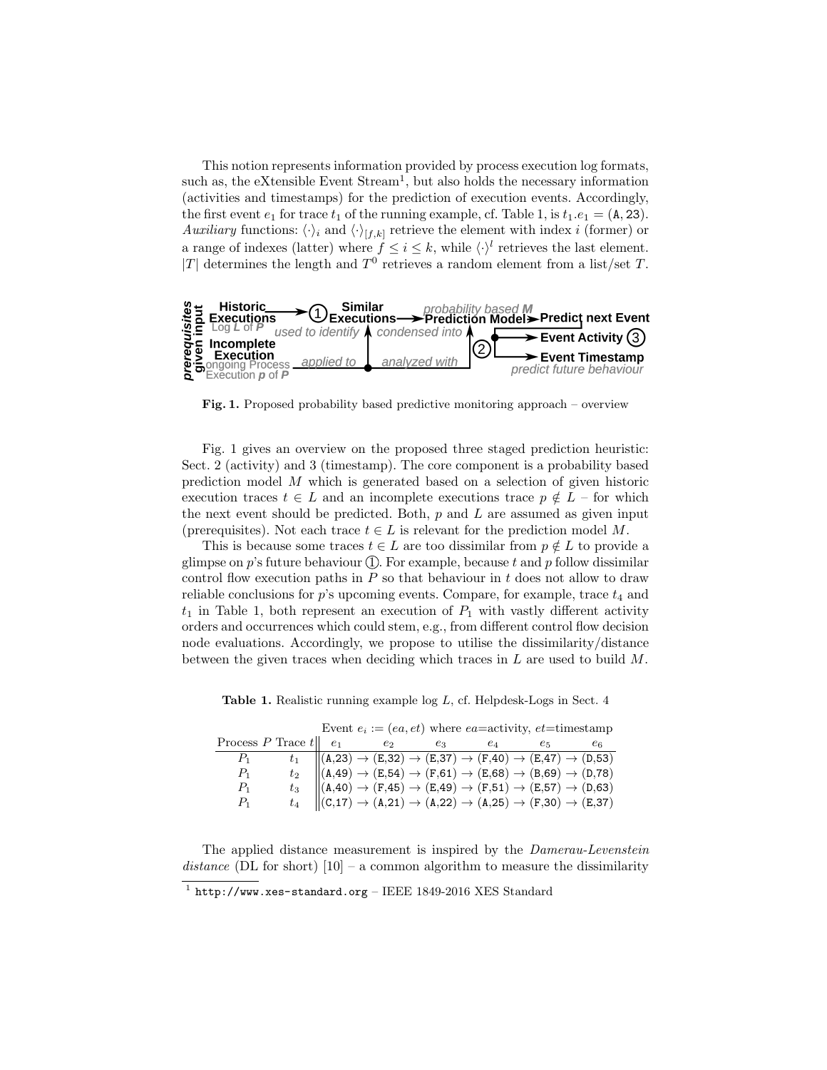This notion represents information provided by process execution log formats, such as, the eXtensible Event Stream[1], but also holds the necessary information (activities and timestamps) for the prediction of execution events. Accordingly, the first event $e_1$ for trace $t_1$ of the running example, cf. Table 1, is $t_1.e_1 = (\texttt{A}, 23)$. *Auxiliary* functions: $\langle\cdot\rangle_i$ and $\langle\cdot\rangle_{[f,k]}$ retrieve the element with index $i$ (former) or a range of indexes (latter) where $f \leq i \leq k$, while $\langle\cdot\rangle^l$ retrieves the last element. $|T|$ determines the length and $T^0$ retrieves a random element from a list/set $T$.

**Fig. 1.** Proposed probability based predictive monitoring approach – overview

Fig. 1 gives an overview on the proposed three staged prediction heuristic: Sect. 2 (activity) and 3 (timestamp). The core component is a probability based prediction model $M$ which is generated based on a selection of given historic execution traces $t \in L$ and an incomplete executions trace $p \notin L$ – for which the next event should be predicted. Both, $p$ and $L$ are assumed as given input (prerequisites). Not each trace $t \in L$ is relevant for the prediction model $M$.

This is because some traces $t \in L$ are too dissimilar from $p \notin L$ to provide a glimpse on $p$'s future behaviour ①. For example, because $t$ and $p$ follow dissimilar control flow execution paths in $P$ so that behaviour in $t$ does not allow to draw reliable conclusions for $p$'s upcoming events. Compare, for example, trace $t_4$ and $t_1$ in Table 1, both represent an execution of $P_1$ with vastly different activity orders and occurrences which could stem, e.g., from different control flow decision node evaluations. Accordingly, we propose to utilise the dissimilarity/distance between the given traces when deciding which traces in $L$ are used to build $M$.

**Table 1.** Realistic running example log $L$, cf. Helpdesk-Logs in Sect. 4

| | | Event $e_i := (ea, et)$ where $ea$=activity, $et$=timestamp | | | | | |
|---|---|---|---|---|---|---|---|
| Process $P$ | Trace $t$ | $e_1$ | $e_2$ | $e_3$ | $e_4$ | $e_5$ | $e_6$ |
| $P_1$ | $t_1$ | (A,23) → | (E,32) → | (E,37) → | (F,40) → | (E,47) → | (D,53) |
| $P_1$ | $t_2$ | (A,49) → | (E,54) → | (F,61) → | (E,68) → | (B,69) → | (D,78) |
| $P_1$ | $t_3$ | (A,40) → | (F,45) → | (E,49) → | (F,51) → | (E,57) → | (D,63) |
| $P_1$ | $t_4$ | (C,17) → | (A,21) → | (A,22) → | (A,25) → | (F,30) → | (E,37) |

The applied distance measurement is inspired by the *Damerau-Levenstein distance* (DL for short) [10] – a common algorithm to measure the dissimilarity

[1] http://www.xes-standard.org – IEEE 1849-2016 XES Standard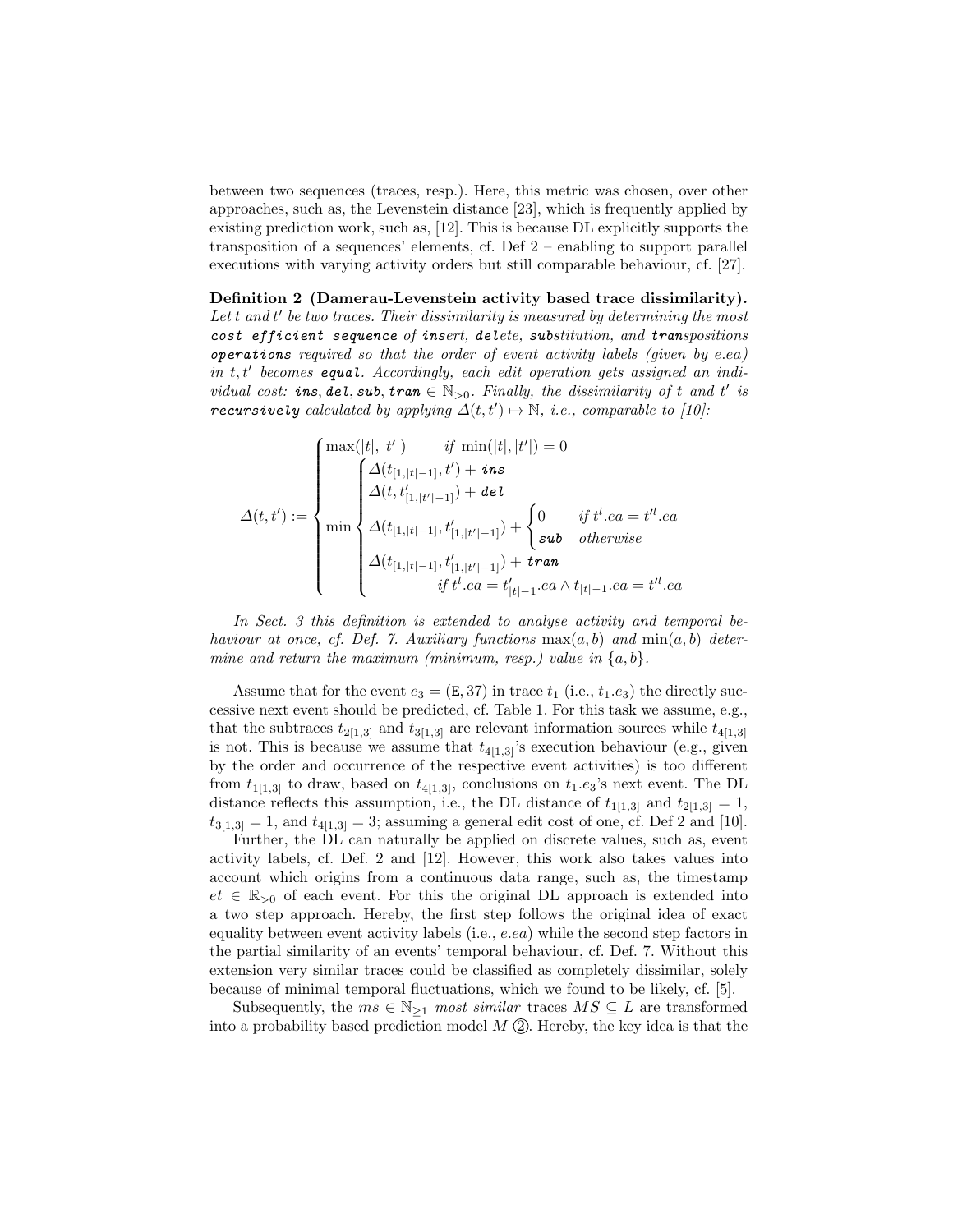between two sequences (traces, resp.). Here, this metric was chosen, over other approaches, such as, the Levenstein distance [23], which is frequently applied by existing prediction work, such as, [12]. This is because DL explicitly supports the transposition of a sequences' elements, cf. Def 2 – enabling to support parallel executions with varying activity orders but still comparable behaviour, cf. [27].

**Definition 2 (Damerau-Levenstein activity based trace dissimilarity).** *Let $t$ and $t'$ be two traces. Their dissimilarity is measured by determining the most* **`cost efficient sequence`** *of* **`ins`***ert,* **`del`***ete,* **`sub`***stitution, and* **`tran`***spositions* **`operations`** *required so that the order of event activity labels (given by $e.ea$) in $t, t'$ becomes* **`equal`***. Accordingly, each edit operation gets assigned an individual cost:* $\texttt{ins}, \texttt{del}, \texttt{sub}, \texttt{tran} \in \mathbb{N}_{>0}$*. Finally, the dissimilarity of $t$ and $t'$ is* **`recursively`** *calculated by applying $\Delta(t, t') \mapsto \mathbb{N}$, i.e., comparable to [10]:*

$$
\Delta(t,t') := \begin{cases} \max(|t|,|t'|) & \text{if } \min(|t|,|t'|) = 0 \\ \min \begin{cases} \Delta(t_{[1,|t|-1]}, t') + \texttt{ins} \\ \Delta(t, t'_{[1,|t'|-1]}) + \texttt{del} \\ \Delta(t_{[1,|t|-1]}, t'_{[1,|t'|-1]}) + \begin{cases} 0 & \text{if } t^{l}.ea = t'^{l}.ea \\ \texttt{sub} & \text{otherwise} \end{cases} \\ \Delta(t_{[1,|t|-1]}, t'_{[1,|t'|-1]}) + \texttt{tran} \\ \qquad\qquad \text{if } t^{l}.ea = t'_{|t|-1}.ea \wedge t_{|t|-1}.ea = t'^{l}.ea \end{cases} \end{cases}
$$

*In Sect. 3 this definition is extended to analyse activity and temporal behaviour at once, cf. Def. 7. Auxiliary functions $\max(a, b)$ and $\min(a, b)$ determine and return the maximum (minimum, resp.) value in $\{a, b\}$.*

Assume that for the event $e_3 = (\texttt{E}, 37)$ in trace $t_1$ (i.e., $t_1.e_3$) the directly successive next event should be predicted, cf. Table 1. For this task we assume, e.g., that the subtraces $t_{2[1,3]}$ and $t_{3[1,3]}$ are relevant information sources while $t_{4[1,3]}$ is not. This is because we assume that $t_{4[1,3]}$'s execution behaviour (e.g., given by the order and occurrence of the respective event activities) is too different from $t_{1[1,3]}$ to draw, based on $t_{4[1,3]}$, conclusions on $t_1.e_3$'s next event. The DL distance reflects this assumption, i.e., the DL distance of $t_{1[1,3]}$ and $t_{2[1,3]} = 1$, $t_{3[1,3]} = 1$, and $t_{4[1,3]} = 3$; assuming a general edit cost of one, cf. Def 2 and [10].

Further, the DL can naturally be applied on discrete values, such as, event activity labels, cf. Def. 2 and [12]. However, this work also takes values into account which origins from a continuous data range, such as, the timestamp $et \in \mathbb{R}_{>0}$ of each event. For this the original DL approach is extended into a two step approach. Hereby, the first step follows the original idea of exact equality between event activity labels (i.e., $e.ea$) while the second step factors in the partial similarity of an events' temporal behaviour, cf. Def. 7. Without this extension very similar traces could be classified as completely dissimilar, solely because of minimal temporal fluctuations, which we found to be likely, cf. [5].

Subsequently, the $ms \in \mathbb{N}_{\geq 1}$ *most similar* traces $MS \subseteq L$ are transformed into a probability based prediction model $M$ ②. Hereby, the key idea is that the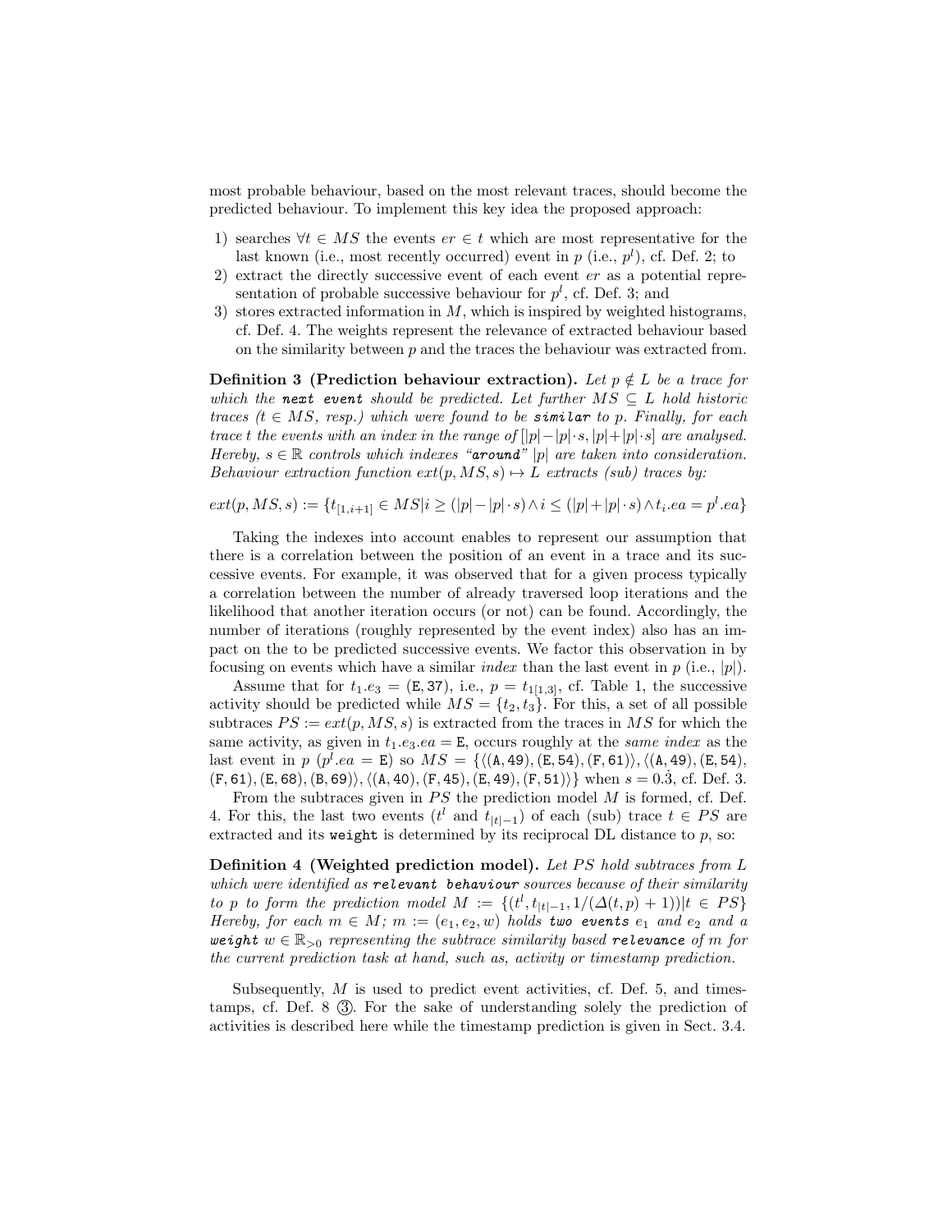most probable behaviour, based on the most relevant traces, should become the predicted behaviour. To implement this key idea the proposed approach:

1) searches $\forall t \in MS$ the events $er \in t$ which are most representative for the last known (i.e., most recently occurred) event in $p$ (i.e., $p^l$), cf. Def. 2; to
2) extract the directly successive event of each event $er$ as a potential representation of probable successive behaviour for $p^l$, cf. Def. 3; and
3) stores extracted information in $M$, which is inspired by weighted histograms, cf. Def. 4. The weights represent the relevance of extracted behaviour based on the similarity between $p$ and the traces the behaviour was extracted from.

**Definition 3 (Prediction behaviour extraction).** *Let $p \notin L$ be a trace for which the **next event** should be predicted. Let further $MS \subseteq L$ hold historic traces ($t \in MS$, resp.) which were found to be **similar** to $p$. Finally, for each trace $t$ the events with an index in the range of $[|p|-|p|\cdot s, |p|+|p|\cdot s]$ are analysed. Hereby, $s \in \mathbb{R}$ controls which indexes "**around**" $|p|$ are taken into consideration. Behaviour extraction function $ext(p, MS, s) \mapsto L$ extracts (sub) traces by:*

$$ext(p, MS, s) := \{t_{[1,i+1]} \in MS | i \geq (|p|-|p|\cdot s) \wedge i \leq (|p|+|p|\cdot s) \wedge t_i.ea = p^l.ea\}$$

Taking the indexes into account enables to represent our assumption that there is a correlation between the position of an event in a trace and its successive events. For example, it was observed that for a given process typically a correlation between the number of already traversed loop iterations and the likelihood that another iteration occurs (or not) can be found. Accordingly, the number of iterations (roughly represented by the event index) also has an impact on the to be predicted successive events. We factor this observation in by focusing on events which have a similar *index* than the last event in $p$ (i.e., $|p|$).

Assume that for $t_1.e_3 = (\mathtt{E}, 37)$, i.e., $p = t_{1[1,3]}$, cf. Table 1, the successive activity should be predicted while $MS = \{t_2, t_3\}$. For this, a set of all possible subtraces $PS := ext(p, MS, s)$ is extracted from the traces in $MS$ for which the same activity, as given in $t_1.e_3.ea = \mathtt{E}$, occurs roughly at the *same index* as the last event in $p$ ($p^l.ea = \mathtt{E}$) so $MS = \{\langle(\mathtt{A}, 49), (\mathtt{E}, 54), (\mathtt{F}, 61)\rangle, \langle(\mathtt{A}, 49), (\mathtt{E}, 54), (\mathtt{F}, 61), (\mathtt{E}, 68), (\mathtt{B}, 69)\rangle, \langle(\mathtt{A}, 40), (\mathtt{F}, 45), (\mathtt{E}, 49), (\mathtt{F}, 51)\rangle\}$ when $s = 0.\dot{3}$, cf. Def. 3.

From the subtraces given in $PS$ the prediction model $M$ is formed, cf. Def. 4. For this, the last two events ($t^l$ and $t_{|t|-1}$) of each (sub) trace $t \in PS$ are extracted and its `weight` is determined by its reciprocal DL distance to $p$, so:

**Definition 4 (Weighted prediction model).** *Let $PS$ hold subtraces from $L$ which were identified as **relevant behaviour** sources because of their similarity to $p$ to form the prediction model $M := \{(t^l, t_{|t|-1}, 1/(\Delta(t,p)+1)) | t \in PS\}$ Hereby, for each $m \in M$; $m := (e_1, e_2, w)$ holds **two events** $e_1$ and $e_2$ and a **weight** $w \in \mathbb{R}_{>0}$ representing the subtrace similarity based **relevance** of $m$ for the current prediction task at hand, such as, activity or timestamp prediction.*

Subsequently, $M$ is used to predict event activities, cf. Def. 5, and timestamps, cf. Def. 8 ③. For the sake of understanding solely the prediction of activities is described here while the timestamp prediction is given in Sect. 3.4.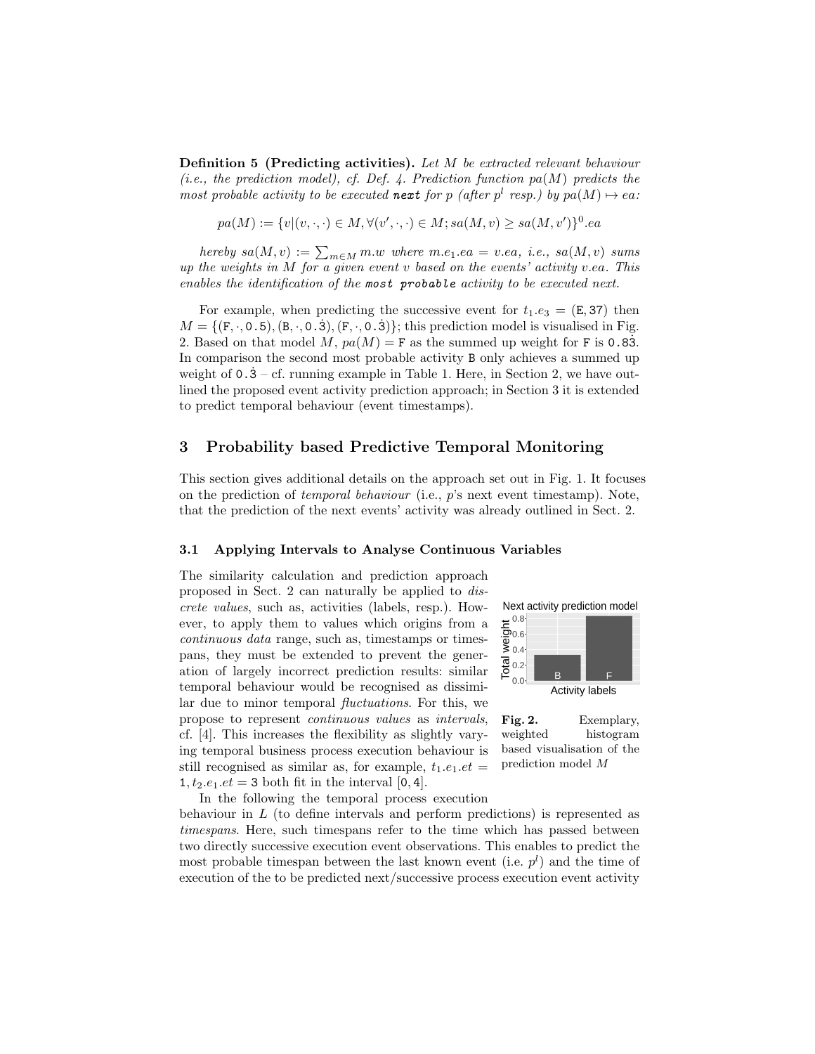**Definition 5 (Predicting activities).** *Let $M$ be extracted relevant behaviour (i.e., the prediction model), cf. Def. 4. Prediction function $pa(M)$ predicts the most probable activity to be executed* ***next*** *for $p$ (after $p^l$ resp.) by $pa(M) \mapsto ea$:*

$$pa(M) := \{v|(v, \cdot, \cdot) \in M, \forall (v', \cdot, \cdot) \in M; sa(M, v) \geq sa(M, v')\}^0.ea$$

*hereby $sa(M, v) := \sum_{m \in M} m.w$ where $m.e_1.ea = v.ea$, i.e., $sa(M, v)$ sums up the weights in $M$ for a given event $v$ based on the events' activity $v.ea$. This enables the identification of the* ***most probable*** *activity to be executed next.*

For example, when predicting the successive event for $t_1.e_3 = (\texttt{E}, \texttt{37})$ then $M = \{(\texttt{F}, \cdot, \texttt{0.5}), (\texttt{B}, \cdot, \texttt{0.}\dot{\texttt{3}}), (\texttt{F}, \cdot, \texttt{0.}\dot{\texttt{3}})\}$; this prediction model is visualised in Fig. 2. Based on that model $M$, $pa(M) = \texttt{F}$ as the summed up weight for F is $\texttt{0.8}\dot{\texttt{3}}$. In comparison the second most probable activity B only achieves a summed up weight of $\texttt{0.}\dot{\texttt{3}}$ – cf. running example in Table 1. Here, in Section 2, we have outlined the proposed event activity prediction approach; in Section 3 it is extended to predict temporal behaviour (event timestamps).

## 3 Probability based Predictive Temporal Monitoring

This section gives additional details on the approach set out in Fig. 1. It focuses on the prediction of *temporal behaviour* (i.e., $p$'s next event timestamp). Note, that the prediction of the next events' activity was already outlined in Sect. 2.

### 3.1 Applying Intervals to Analyse Continuous Variables

The similarity calculation and prediction approach proposed in Sect. 2 can naturally be applied to *discrete values*, such as, activities (labels, resp.). However, to apply them to values which origins from a *continuous data* range, such as, timestamps or timespans, they must be extended to prevent the generation of largely incorrect prediction results: similar temporal behaviour would be recognised as dissimilar due to minor temporal *fluctuations*. For this, we propose to represent *continuous values* as *intervals*, cf. [4]. This increases the flexibility as slightly varying temporal business process execution behaviour is still recognised as similar as, for example, $t_1.e_1.et = \texttt{1}, t_2.e_1.et = \texttt{3}$ both fit in the interval $[\texttt{0}, \texttt{4}]$.

**Fig. 2.** Exemplary, weighted histogram based visualisation of the prediction model $M$

In the following the temporal process execution behaviour in $L$ (to define intervals and perform predictions) is represented as *timespans*. Here, such timespans refer to the time which has passed between two directly successive execution event observations. This enables to predict the most probable timespan between the last known event (i.e. $p^l$) and the time of execution of the to be predicted next/successive process execution event activity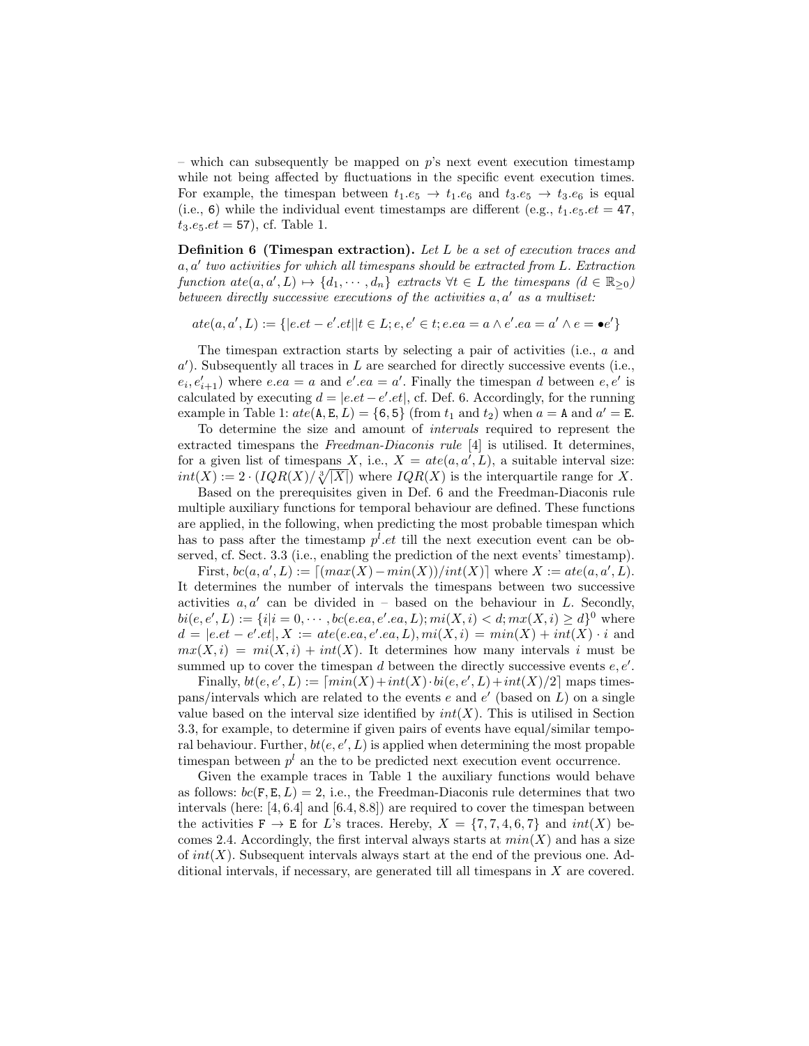– which can subsequently be mapped on $p$'s next event execution timestamp while not being affected by fluctuations in the specific event execution times. For example, the timespan between $t_1.e_5 \rightarrow t_1.e_6$ and $t_3.e_5 \rightarrow t_3.e_6$ is equal (i.e., 6) while the individual event timestamps are different (e.g., $t_1.e_5.et = 47$, $t_3.e_5.et = 57$), cf. Table 1.

**Definition 6 (Timespan extraction).** *Let $L$ be a set of execution traces and $a, a'$ two activities for which all timespans should be extracted from $L$. Extraction function $ate(a, a', L) \mapsto \{d_1, \cdots, d_n\}$ extracts $\forall t \in L$ the timespans ($d \in \mathbb{R}_{\geq 0}$) between directly successive executions of the activities $a, a'$ as a multiset:*

$$ate(a, a', L) := \{|e.et - e'.et| | t \in L; e, e' \in t; e.ea = a \wedge e'.ea = a' \wedge e = \bullet e'\}$$

The timespan extraction starts by selecting a pair of activities (i.e., $a$ and $a'$). Subsequently all traces in $L$ are searched for directly successive events (i.e., $e_i, e'_{i+1}$) where $e.ea = a$ and $e'.ea = a'$. Finally the timespan $d$ between $e, e'$ is calculated by executing $d = |e.et - e'.et|$, cf. Def. 6. Accordingly, for the running example in Table 1: $ate(\texttt{A}, \texttt{E}, L) = \{6, 5\}$ (from $t_1$ and $t_2$) when $a = \texttt{A}$ and $a' = \texttt{E}$.

To determine the size and amount of *intervals* required to represent the extracted timespans the *Freedman-Diaconis rule* [4] is utilised. It determines, for a given list of timespans $X$, i.e., $X = ate(a, a', L)$, a suitable interval size: $int(X) := 2 \cdot (IQR(X)/\sqrt[3]{|X|})$ where $IQR(X)$ is the interquartile range for $X$.

Based on the prerequisites given in Def. 6 and the Freedman-Diaconis rule multiple auxiliary functions for temporal behaviour are defined. These functions are applied, in the following, when predicting the most probable timespan which has to pass after the timestamp $p^l.et$ till the next execution event can be observed, cf. Sect. 3.3 (i.e., enabling the prediction of the next events' timestamp).

First, $bc(a, a', L) := \lceil (max(X) - min(X))/int(X) \rceil$ where $X := ate(a, a', L)$. It determines the number of intervals the timespans between two successive activities $a, a'$ can be divided in – based on the behaviour in $L$. Secondly, $bi(e, e', L) := \{i | i = 0, \cdots, bc(e.ea, e'.ea, L); mi(X, i) < d; mx(X, i) \geq d\}^0$ where $d = |e.et - e'.et|, X := ate(e.ea, e'.ea, L), mi(X, i) = min(X) + int(X) \cdot i$ and $mx(X, i) = mi(X, i) + int(X)$. It determines how many intervals $i$ must be summed up to cover the timespan $d$ between the directly successive events $e, e'$.

Finally, $bt(e, e', L) := \lceil min(X) + int(X) \cdot bi(e, e', L) + int(X)/2 \rceil$ maps timespans/intervals which are related to the events $e$ and $e'$ (based on $L$) on a single value based on the interval size identified by $int(X)$. This is utilised in Section 3.3, for example, to determine if given pairs of events have equal/similar temporal behaviour. Further, $bt(e, e', L)$ is applied when determining the most propable timespan between $p^l$ an the to be predicted next execution event occurrence.

Given the example traces in Table 1 the auxiliary functions would behave as follows: $bc(\texttt{F}, \texttt{E}, L) = 2$, i.e., the Freedman-Diaconis rule determines that two intervals (here: $[4, 6.4]$ and $[6.4, 8.8]$) are required to cover the timespan between the activities $\texttt{F} \rightarrow \texttt{E}$ for $L$'s traces. Hereby, $X = \{7, 7, 4, 6, 7\}$ and $int(X)$ becomes 2.4. Accordingly, the first interval always starts at $min(X)$ and has a size of $int(X)$. Subsequent intervals always start at the end of the previous one. Additional intervals, if necessary, are generated till all timespans in $X$ are covered.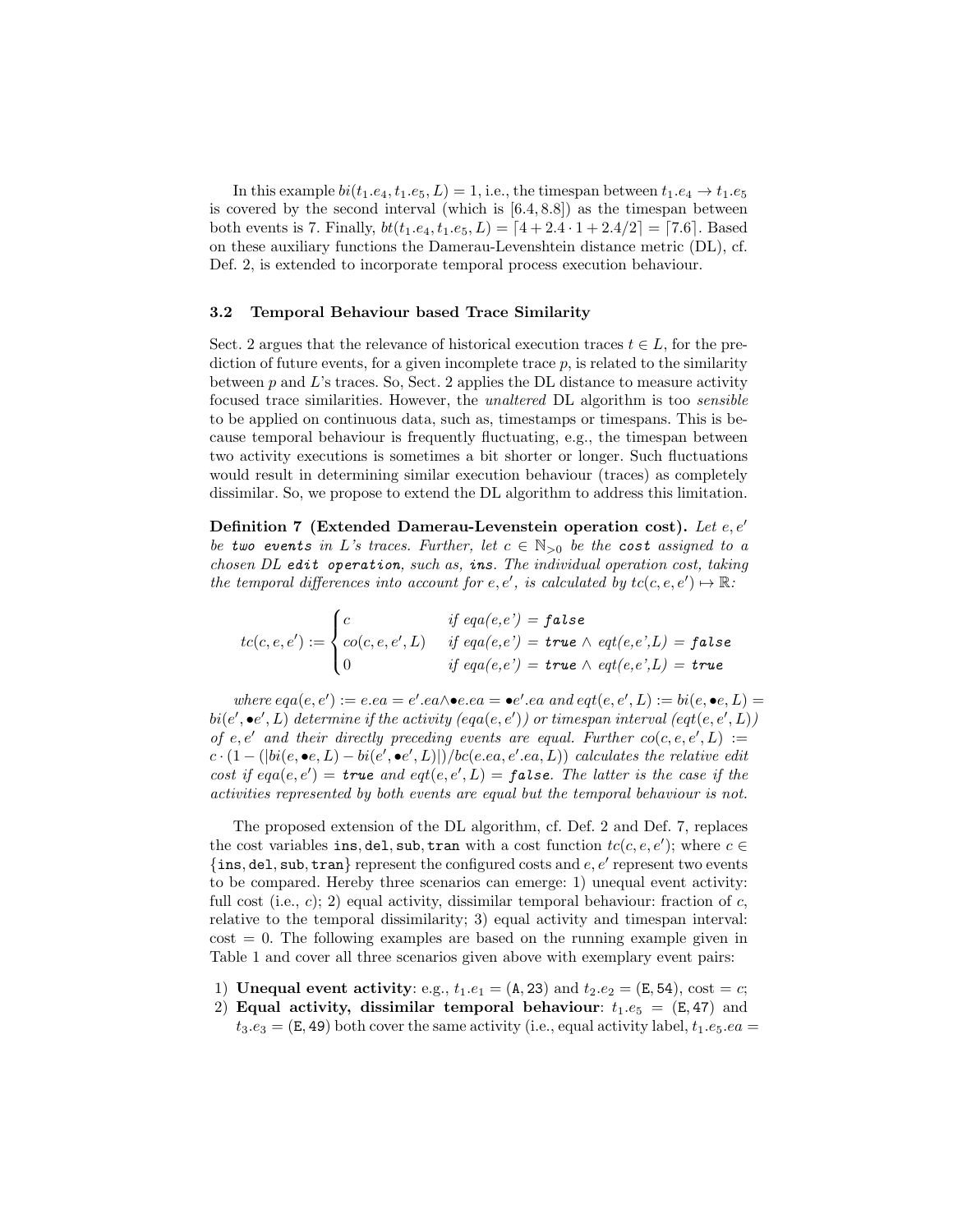In this example $bi(t_1.e_4, t_1.e_5, L) = 1$, i.e., the timespan between $t_1.e_4 \rightarrow t_1.e_5$ is covered by the second interval (which is $[6.4, 8.8]$) as the timespan between both events is 7. Finally, $bt(t_1.e_4, t_1.e_5, L) = \lceil 4 + 2.4 \cdot 1 + 2.4/2 \rceil = \lceil 7.6 \rceil$. Based on these auxiliary functions the Damerau-Levenshtein distance metric (DL), cf. Def. 2, is extended to incorporate temporal process execution behaviour.

### 3.2 Temporal Behaviour based Trace Similarity

Sect. 2 argues that the relevance of historical execution traces $t \in L$, for the prediction of future events, for a given incomplete trace $p$, is related to the similarity between $p$ and $L$'s traces. So, Sect. 2 applies the DL distance to measure activity focused trace similarities. However, the *unaltered* DL algorithm is too *sensible* to be applied on continuous data, such as, timestamps or timespans. This is because temporal behaviour is frequently fluctuating, e.g., the timespan between two activity executions is sometimes a bit shorter or longer. Such fluctuations would result in determining similar execution behaviour (traces) as completely dissimilar. So, we propose to extend the DL algorithm to address this limitation.

**Definition 7 (Extended Damerau-Levenstein operation cost).** *Let $e, e'$ be* `two events` *in $L$'s traces. Further, let $c \in \mathbb{N}_{>0}$ be the* `cost` *assigned to a chosen DL* `edit operation`*, such as,* `ins`*. The individual operation cost, taking the temporal differences into account for $e, e'$, is calculated by $tc(c, e, e') \mapsto \mathbb{R}$:*

$$tc(c,e,e') := \begin{cases} c & \text{if } eqa(e,e') = \texttt{false} \\ co(c,e,e',L) & \text{if } eqa(e,e') = \texttt{true} \wedge eqt(e,e',L) = \texttt{false} \\ 0 & \text{if } eqa(e,e') = \texttt{true} \wedge eqt(e,e',L) = \texttt{true} \end{cases}$$

*where $eqa(e, e') := e.ea = e'.ea \wedge \bullet e.ea = \bullet e'.ea$ and $eqt(e, e', L) := bi(e, \bullet e, L) = bi(e', \bullet e', L)$ determine if the activity ($eqa(e, e')$) or timespan interval ($eqt(e, e', L)$) of $e, e'$ and their directly preceding events are equal. Further $co(c, e, e', L) := c \cdot (1 - (|bi(e, \bullet e, L) - bi(e', \bullet e', L)|)/bc(e.ea, e'.ea, L))$ calculates the relative edit cost if $eqa(e, e') =$ `true` and $eqt(e, e', L) =$ `false`. The latter is the case if the activities represented by both events are equal but the temporal behaviour is not.*

The proposed extension of the DL algorithm, cf. Def. 2 and Def. 7, replaces the cost variables `ins`, `del`, `sub`, `tran` with a cost function $tc(c, e, e')$; where $c \in$ {`ins`, `del`, `sub`, `tran`} represent the configured costs and $e, e'$ represent two events to be compared. Hereby three scenarios can emerge: 1) unequal event activity: full cost (i.e., $c$); 2) equal activity, dissimilar temporal behaviour: fraction of $c$, relative to the temporal dissimilarity; 3) equal activity and timespan interval: cost $= 0$. The following examples are based on the running example given in Table 1 and cover all three scenarios given above with exemplary event pairs:

1) **Unequal event activity**: e.g., $t_1.e_1 =$ (`A`, `23`) and $t_2.e_2 =$ (`E`, `54`), cost $= c$;
2) **Equal activity, dissimilar temporal behaviour**: $t_1.e_5 =$ (`E`, `47`) and $t_3.e_3 =$ (`E`, `49`) both cover the same activity (i.e., equal activity label, $t_1.e_5.ea =$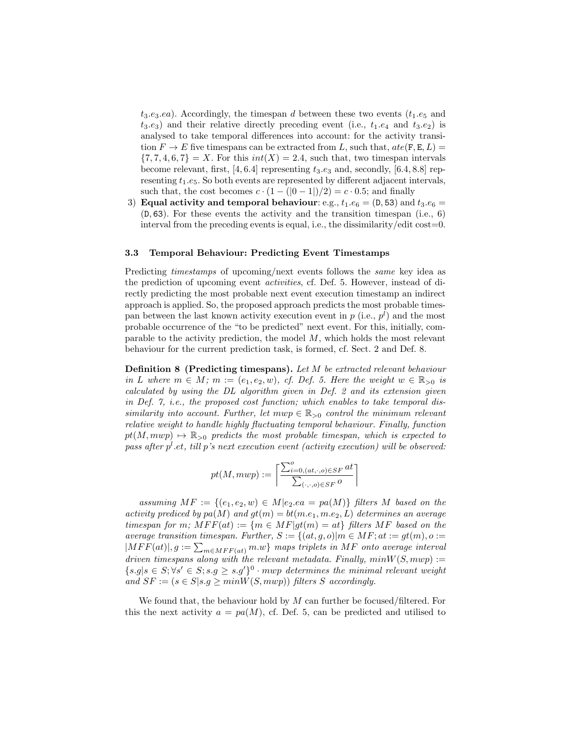$t_3.e_3.ea$). Accordingly, the timespan $d$ between these two events ($t_1.e_5$ and $t_3.e_3$) and their relative directly preceding event (i.e., $t_1.e_4$ and $t_3.e_2$) is analysed to take temporal differences into account: for the activity transition $F \rightarrow E$ five timespans can be extracted from $L$, such that, $ate(\mathtt{F}, \mathtt{E}, L) = \{7, 7, 4, 6, 7\} = X$. For this $int(X) = 2.4$, such that, two timespan intervals become relevant, first, $[4, 6.4]$ representing $t_3.e_3$ and, secondly, $[6.4, 8.8]$ representing $t_1.e_5$. So both events are represented by different adjacent intervals, such that, the cost becomes $c \cdot (1 - (|0 - 1|)/2) = c \cdot 0.5$; and finally

3) **Equal activity and temporal behaviour**: e.g., $t_1.e_6 = (\mathtt{D}, 53)$ and $t_3.e_6 = (\mathtt{D}, 63)$. For these events the activity and the transition timespan (i.e., 6) interval from the preceding events is equal, i.e., the dissimilarity/edit cost=0.

### 3.3 Temporal Behaviour: Predicting Event Timestamps

Predicting *timestamps* of upcoming/next events follows the *same* key idea as the prediction of upcoming event *activities*, cf. Def. 5. However, instead of directly predicting the most probable next event execution timestamp an indirect approach is applied. So, the proposed approach predicts the most probable timespan between the last known activity execution event in $p$ (i.e., $p^l$) and the most probable occurrence of the "to be predicted" next event. For this, initially, comparable to the activity prediction, the model $M$, which holds the most relevant behaviour for the current prediction task, is formed, cf. Sect. 2 and Def. 8.

**Definition 8 (Predicting timespans).** *Let $M$ be extracted relevant behaviour in $L$ where $m \in M$; $m := (e_1, e_2, w)$, cf. Def. 5. Here the weight $w \in \mathbb{R}_{>0}$ is calculated by using the DL algorithm given in Def. 2 and its extension given in Def. 7, i.e., the proposed cost function; which enables to take temporal dissimilarity into account. Further, let $mwp \in \mathbb{R}_{>0}$ control the minimum relevant relative weight to handle highly fluctuating temporal behaviour. Finally, function $pt(M, mwp) \mapsto \mathbb{R}_{>0}$ predicts the most probable timespan, which is expected to pass after $p^l.et$, till $p$'s next execution event (activity execution) will be observed:*

$$pt(M, mwp) := \left\lceil \frac{\sum_{i=0,(at,\cdot,o)\in SF}^{o} at}{\sum_{(\cdot,\cdot,o)\in SF} o} \right\rceil$$

*assuming $MF := \{(e_1, e_2, w) \in M | e_2.ea = pa(M)\}$ filters $M$ based on the activity prediced by $pa(M)$ and $gt(m) = bt(m.e_1, m.e_2, L)$ determines an average timespan for $m$; $MFF(at) := \{m \in MF | gt(m) = at\}$ filters $MF$ based on the average transition timespan. Further, $S := \{(at, g, o) | m \in MF; at := gt(m), o := |MFF(at)|, g := \sum_{m \in MFF(at)} m.w\}$ maps triplets in $MF$ onto average interval driven timespans along with the relevant metadata. Finally, $minW(S, mwp) := \{s.g | s \in S; \forall s' \in S; s.g \geq s.g'\}^0 \cdot mwp$ determines the minimal relevant weight and $SF := (s \in S | s.g \geq minW(S, mwp))$ filters $S$ accordingly.*

We found that, the behaviour hold by $M$ can further be focused/filtered. For this the next activity $a = pa(M)$, cf. Def. 5, can be predicted and utilised to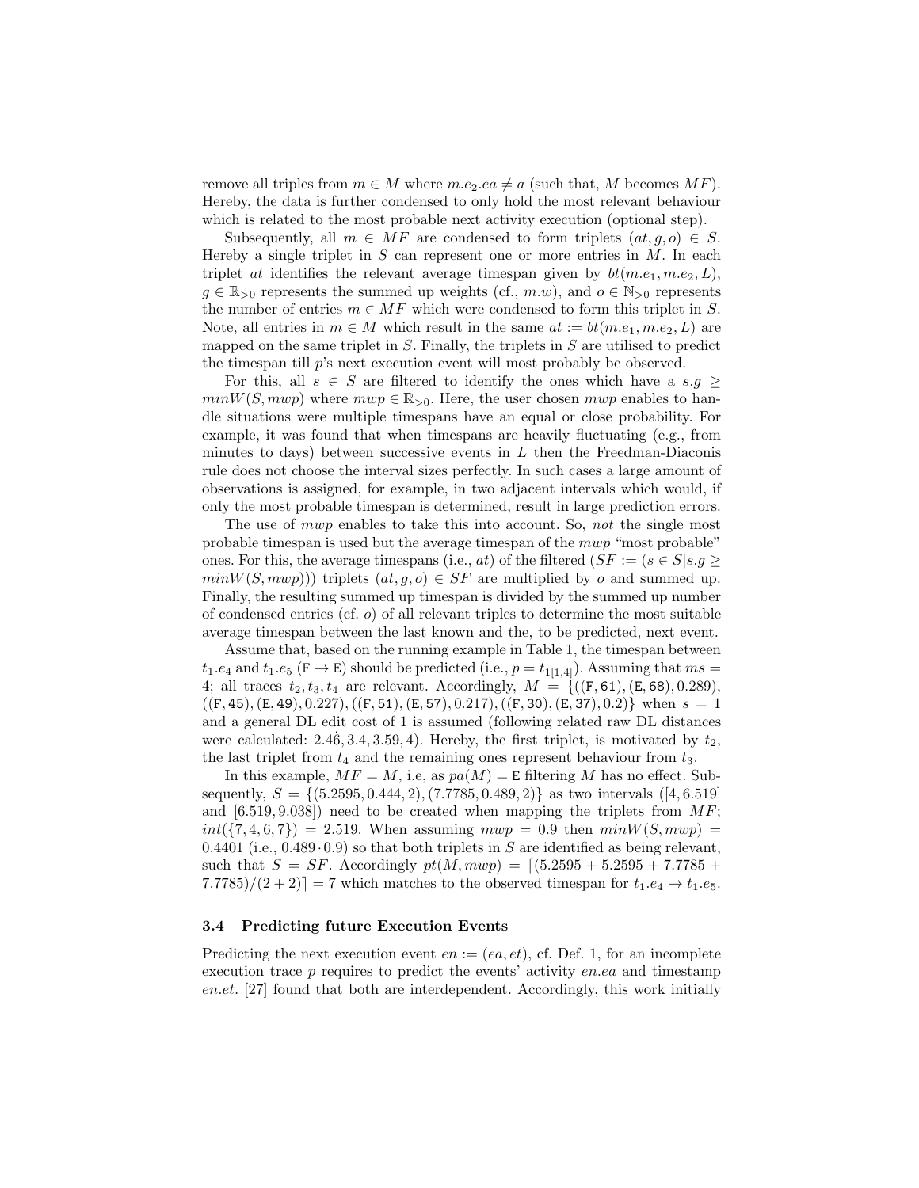remove all triples from $m \in M$ where $m.e_2.ea \neq a$ (such that, $M$ becomes $MF$). Hereby, the data is further condensed to only hold the most relevant behaviour which is related to the most probable next activity execution (optional step).

Subsequently, all $m \in MF$ are condensed to form triplets $(at, g, o) \in S$. Hereby a single triplet in $S$ can represent one or more entries in $M$. In each triplet $at$ identifies the relevant average timespan given by $bt(m.e_1, m.e_2, L)$, $g \in \mathbb{R}_{>0}$ represents the summed up weights (cf., $m.w$), and $o \in \mathbb{N}_{>0}$ represents the number of entries $m \in MF$ which were condensed to form this triplet in $S$. Note, all entries in $m \in M$ which result in the same $at := bt(m.e_1, m.e_2, L)$ are mapped on the same triplet in $S$. Finally, the triplets in $S$ are utilised to predict the timespan till $p$'s next execution event will most probably be observed.

For this, all $s \in S$ are filtered to identify the ones which have a $s.g \geq minW(S, mwp)$ where $mwp \in \mathbb{R}_{>0}$. Here, the user chosen $mwp$ enables to handle situations were multiple timespans have an equal or close probability. For example, it was found that when timespans are heavily fluctuating (e.g., from minutes to days) between successive events in $L$ then the Freedman-Diaconis rule does not choose the interval sizes perfectly. In such cases a large amount of observations is assigned, for example, in two adjacent intervals which would, if only the most probable timespan is determined, result in large prediction errors.

The use of $mwp$ enables to take this into account. So, *not* the single most probable timespan is used but the average timespan of the $mwp$ "most probable" ones. For this, the average timespans (i.e., $at$) of the filtered ($SF := (s \in S | s.g \geq minW(S, mwp))$) triplets $(at, g, o) \in SF$ are multiplied by $o$ and summed up. Finally, the resulting summed up timespan is divided by the summed up number of condensed entries (cf. $o$) of all relevant triples to determine the most suitable average timespan between the last known and the, to be predicted, next event.

Assume that, based on the running example in Table 1, the timespan between $t_1.e_4$ and $t_1.e_5$ ($\mathtt{F} \rightarrow \mathtt{E}$) should be predicted (i.e., $p = t_{1[1,4]}$). Assuming that $ms = 4$; all traces $t_2, t_3, t_4$ are relevant. Accordingly, $M = \{((\mathtt{F}, \mathtt{61}), (\mathtt{E}, \mathtt{68}), 0.289)$, $((\mathtt{F}, \mathtt{45}), (\mathtt{E}, \mathtt{49}), 0.227), ((\mathtt{F}, \mathtt{51}), (\mathtt{E}, \mathtt{57}), 0.217), ((\mathtt{F}, \mathtt{30}), (\mathtt{E}, \mathtt{37}), 0.2)\}$ when $s = 1$ and a general DL edit cost of 1 is assumed (following related raw DL distances were calculated: $2.4\dot{6}, 3.4, 3.59, 4$). Hereby, the first triplet, is motivated by $t_2$, the last triplet from $t_4$ and the remaining ones represent behaviour from $t_3$.

In this example, $MF = M$, i.e, as $pa(M) = \mathtt{E}$ filtering $M$ has no effect. Subsequently, $S = \{(5.2595, 0.444, 2), (7.7785, 0.489, 2)\}$ as two intervals ($[4, 6.519]$ and $[6.519, 9.038]$) need to be created when mapping the triplets from $MF$; $int(\{7, 4, 6, 7\}) = 2.519$. When assuming $mwp = 0.9$ then $minW(S, mwp) = 0.4401$ (i.e., $0.489 \cdot 0.9$) so that both triplets in $S$ are identified as being relevant, such that $S = SF$. Accordingly $pt(M, mwp) = \lceil (5.2595 + 5.2595 + 7.7785 + 7.7785)/(2 + 2) \rceil = 7$ which matches to the observed timespan for $t_1.e_4 \rightarrow t_1.e_5$.

### 3.4 Predicting future Execution Events

Predicting the next execution event $en := (ea, et)$, cf. Def. 1, for an incomplete execution trace $p$ requires to predict the events' activity $en.ea$ and timestamp $en.et$. [27] found that both are interdependent. Accordingly, this work initially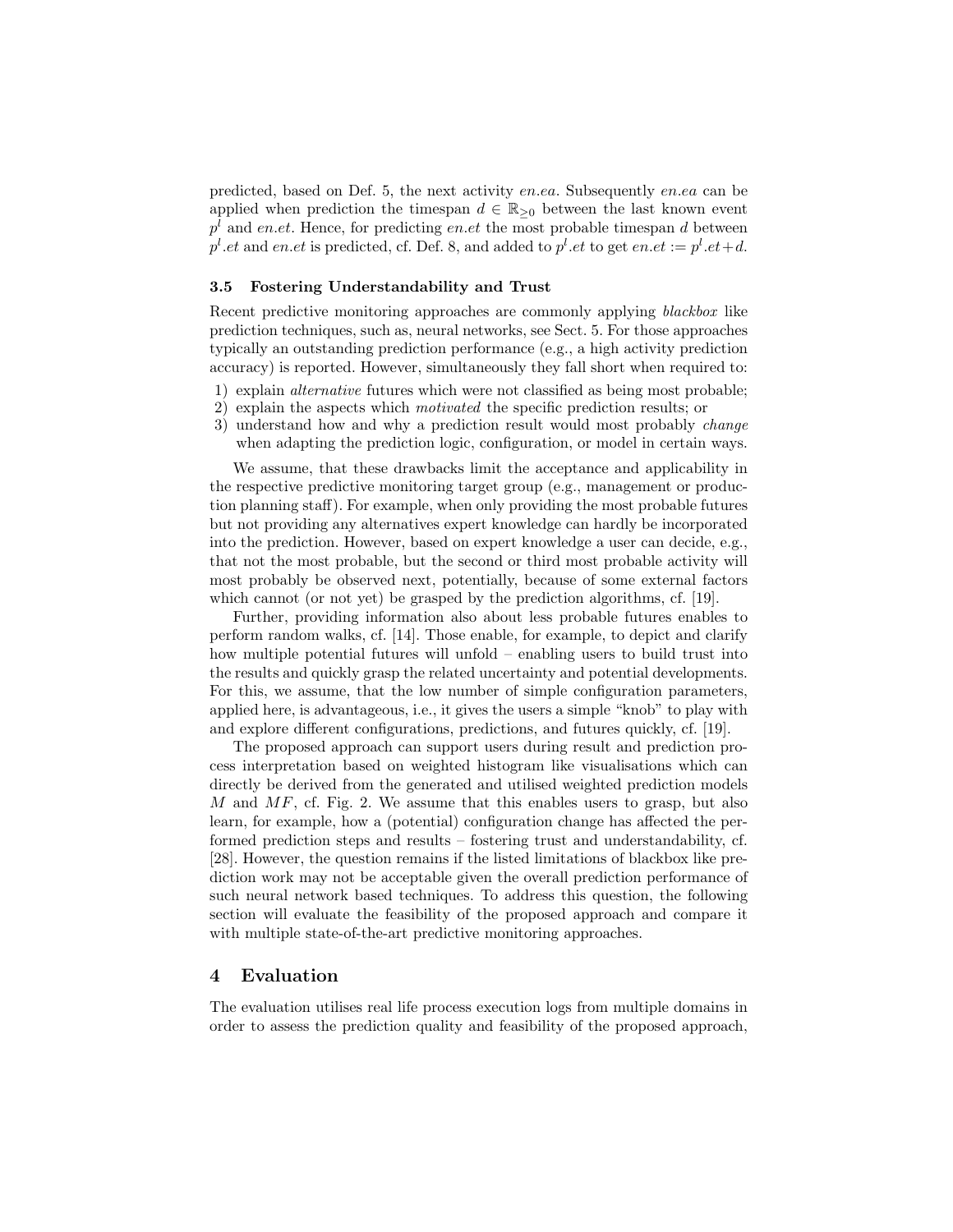predicted, based on Def. 5, the next activity $en.ea$. Subsequently $en.ea$ can be applied when prediction the timespan $d \in \mathbb{R}_{\geq 0}$ between the last known event $p^l$ and $en.et$. Hence, for predicting $en.et$ the most probable timespan $d$ between $p^l.et$ and $en.et$ is predicted, cf. Def. 8, and added to $p^l.et$ to get $en.et := p^l.et + d$.

### 3.5 Fostering Understandability and Trust

Recent predictive monitoring approaches are commonly applying *blackbox* like prediction techniques, such as, neural networks, see Sect. 5. For those approaches typically an outstanding prediction performance (e.g., a high activity prediction accuracy) is reported. However, simultaneously they fall short when required to:

1) explain *alternative* futures which were not classified as being most probable;
2) explain the aspects which *motivated* the specific prediction results; or
3) understand how and why a prediction result would most probably *change* when adapting the prediction logic, configuration, or model in certain ways.

We assume, that these drawbacks limit the acceptance and applicability in the respective predictive monitoring target group (e.g., management or production planning staff). For example, when only providing the most probable futures but not providing any alternatives expert knowledge can hardly be incorporated into the prediction. However, based on expert knowledge a user can decide, e.g., that not the most probable, but the second or third most probable activity will most probably be observed next, potentially, because of some external factors which cannot (or not yet) be grasped by the prediction algorithms, cf. [19].

Further, providing information also about less probable futures enables to perform random walks, cf. [14]. Those enable, for example, to depict and clarify how multiple potential futures will unfold – enabling users to build trust into the results and quickly grasp the related uncertainty and potential developments. For this, we assume, that the low number of simple configuration parameters, applied here, is advantageous, i.e., it gives the users a simple "knob" to play with and explore different configurations, predictions, and futures quickly, cf. [19].

The proposed approach can support users during result and prediction process interpretation based on weighted histogram like visualisations which can directly be derived from the generated and utilised weighted prediction models $M$ and $MF$, cf. Fig. 2. We assume that this enables users to grasp, but also learn, for example, how a (potential) configuration change has affected the performed prediction steps and results – fostering trust and understandability, cf. [28]. However, the question remains if the listed limitations of blackbox like prediction work may not be acceptable given the overall prediction performance of such neural network based techniques. To address this question, the following section will evaluate the feasibility of the proposed approach and compare it with multiple state-of-the-art predictive monitoring approaches.

## 4 Evaluation

The evaluation utilises real life process execution logs from multiple domains in order to assess the prediction quality and feasibility of the proposed approach,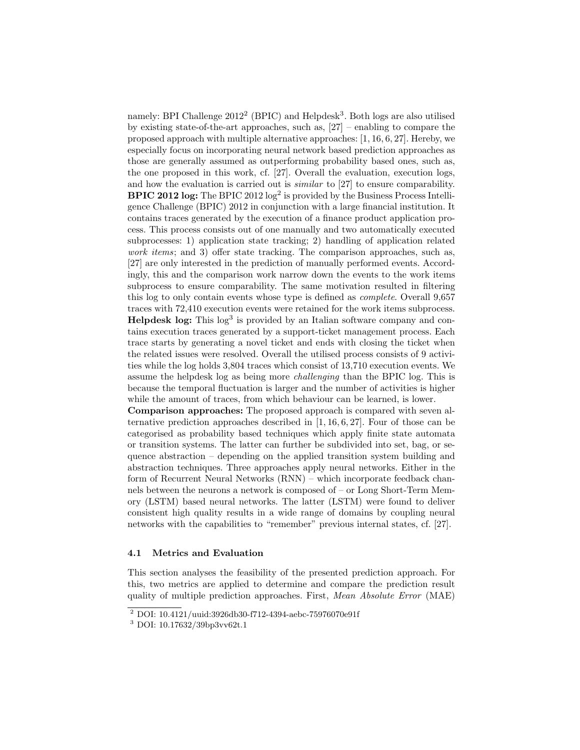namely: BPI Challenge 2012[2] (BPIC) and Helpdesk[3]. Both logs are also utilised by existing state-of-the-art approaches, such as, [27] – enabling to compare the proposed approach with multiple alternative approaches: [1, 16, 6, 27]. Hereby, we especially focus on incorporating neural network based prediction approaches as those are generally assumed as outperforming probability based ones, such as, the one proposed in this work, cf. [27]. Overall the evaluation, execution logs, and how the evaluation is carried out is *similar* to [27] to ensure comparability.

**BPIC 2012 log:** The BPIC 2012 log[2] is provided by the Business Process Intelligence Challenge (BPIC) 2012 in conjunction with a large financial institution. It contains traces generated by the execution of a finance product application process. This process consists out of one manually and two automatically executed subprocesses: 1) application state tracking; 2) handling of application related *work items*; and 3) offer state tracking. The comparison approaches, such as, [27] are only interested in the prediction of manually performed events. Accordingly, this and the comparison work narrow down the events to the work items subprocess to ensure comparability. The same motivation resulted in filtering this log to only contain events whose type is defined as *complete*. Overall 9,657 traces with 72,410 execution events were retained for the work items subprocess.

**Helpdesk log:** This log[3] is provided by an Italian software company and contains execution traces generated by a support-ticket management process. Each trace starts by generating a novel ticket and ends with closing the ticket when the related issues were resolved. Overall the utilised process consists of 9 activities while the log holds 3,804 traces which consist of 13,710 execution events. We assume the helpdesk log as being more *challenging* than the BPIC log. This is because the temporal fluctuation is larger and the number of activities is higher while the amount of traces, from which behaviour can be learned, is lower.

**Comparison approaches:** The proposed approach is compared with seven alternative prediction approaches described in [1, 16, 6, 27]. Four of those can be categorised as probability based techniques which apply finite state automata or transition systems. The latter can further be subdivided into set, bag, or sequence abstraction – depending on the applied transition system building and abstraction techniques. Three approaches apply neural networks. Either in the form of Recurrent Neural Networks (RNN) – which incorporate feedback channels between the neurons a network is composed of – or Long Short-Term Memory (LSTM) based neural networks. The latter (LSTM) were found to deliver consistent high quality results in a wide range of domains by coupling neural networks with the capabilities to "remember" previous internal states, cf. [27].

### 4.1 Metrics and Evaluation

This section analyses the feasibility of the presented prediction approach. For this, two metrics are applied to determine and compare the prediction result quality of multiple prediction approaches. First, *Mean Absolute Error* (MAE)

[2] DOI: 10.4121/uuid:3926db30-f712-4394-aebc-75976070e91f

[3] DOI: 10.17632/39bp3vv62t.1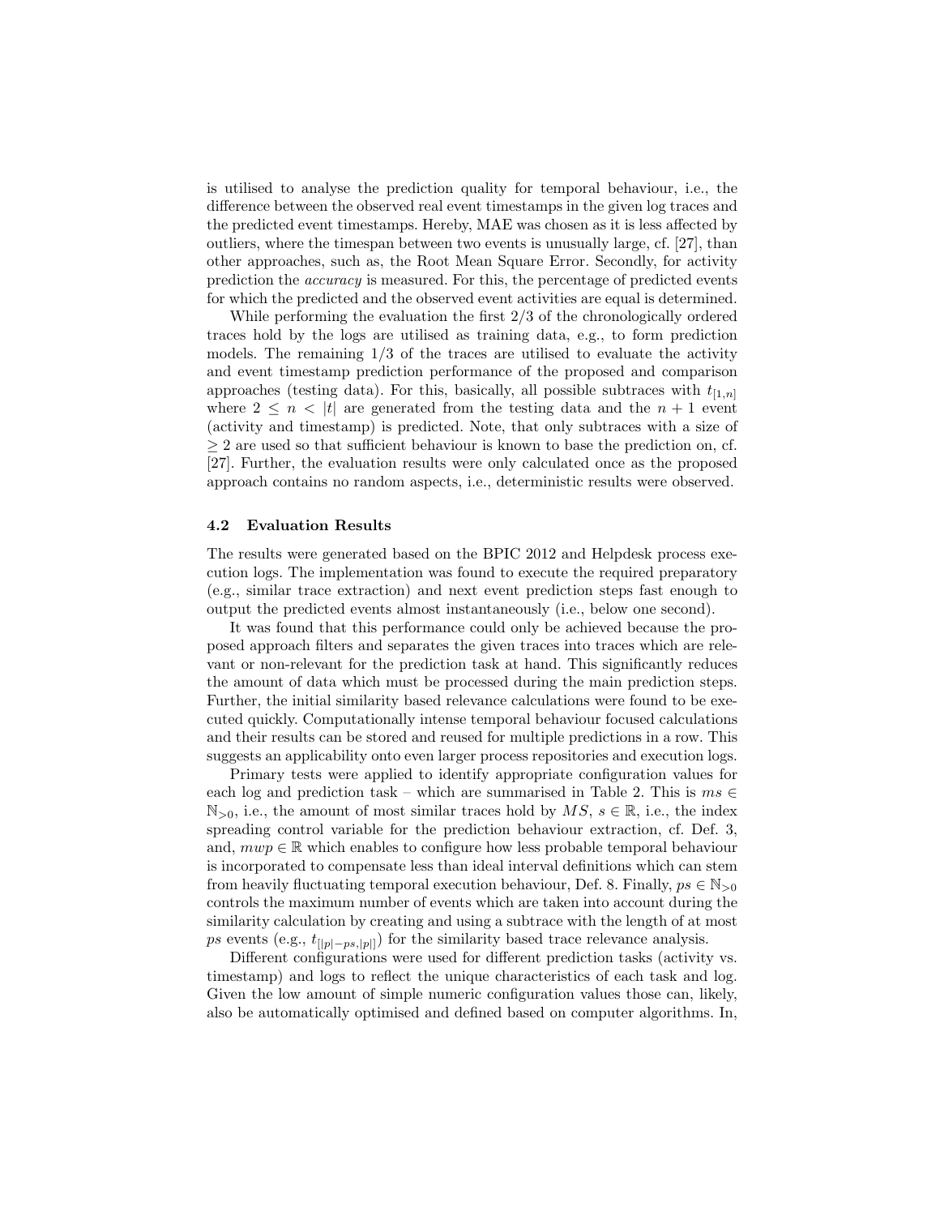is utilised to analyse the prediction quality for temporal behaviour, i.e., the difference between the observed real event timestamps in the given log traces and the predicted event timestamps. Hereby, MAE was chosen as it is less affected by outliers, where the timespan between two events is unusually large, cf. [27], than other approaches, such as, the Root Mean Square Error. Secondly, for activity prediction the *accuracy* is measured. For this, the percentage of predicted events for which the predicted and the observed event activities are equal is determined.

While performing the evaluation the first 2/3 of the chronologically ordered traces hold by the logs are utilised as training data, e.g., to form prediction models. The remaining 1/3 of the traces are utilised to evaluate the activity and event timestamp prediction performance of the proposed and comparison approaches (testing data). For this, basically, all possible subtraces with $t_{[1,n]}$ where $2 \leq n < |t|$ are generated from the testing data and the $n+1$ event (activity and timestamp) is predicted. Note, that only subtraces with a size of $\geq 2$ are used so that sufficient behaviour is known to base the prediction on, cf. [27]. Further, the evaluation results were only calculated once as the proposed approach contains no random aspects, i.e., deterministic results were observed.

### 4.2 Evaluation Results

The results were generated based on the BPIC 2012 and Helpdesk process execution logs. The implementation was found to execute the required preparatory (e.g., similar trace extraction) and next event prediction steps fast enough to output the predicted events almost instantaneously (i.e., below one second).

It was found that this performance could only be achieved because the proposed approach filters and separates the given traces into traces which are relevant or non-relevant for the prediction task at hand. This significantly reduces the amount of data which must be processed during the main prediction steps. Further, the initial similarity based relevance calculations were found to be executed quickly. Computationally intense temporal behaviour focused calculations and their results can be stored and reused for multiple predictions in a row. This suggests an applicability onto even larger process repositories and execution logs.

Primary tests were applied to identify appropriate configuration values for each log and prediction task – which are summarised in Table 2. This is $ms \in \mathbb{N}_{>0}$, i.e., the amount of most similar traces hold by $MS$, $s \in \mathbb{R}$, i.e., the index spreading control variable for the prediction behaviour extraction, cf. Def. 3, and, $mwp \in \mathbb{R}$ which enables to configure how less probable temporal behaviour is incorporated to compensate less than ideal interval definitions which can stem from heavily fluctuating temporal execution behaviour, Def. 8. Finally, $ps \in \mathbb{N}_{>0}$ controls the maximum number of events which are taken into account during the similarity calculation by creating and using a subtrace with the length of at most $ps$ events (e.g., $t_{[|p|-ps,|p|]}$) for the similarity based trace relevance analysis.

Different configurations were used for different prediction tasks (activity vs. timestamp) and logs to reflect the unique characteristics of each task and log. Given the low amount of simple numeric configuration values those can, likely, also be automatically optimised and defined based on computer algorithms. In,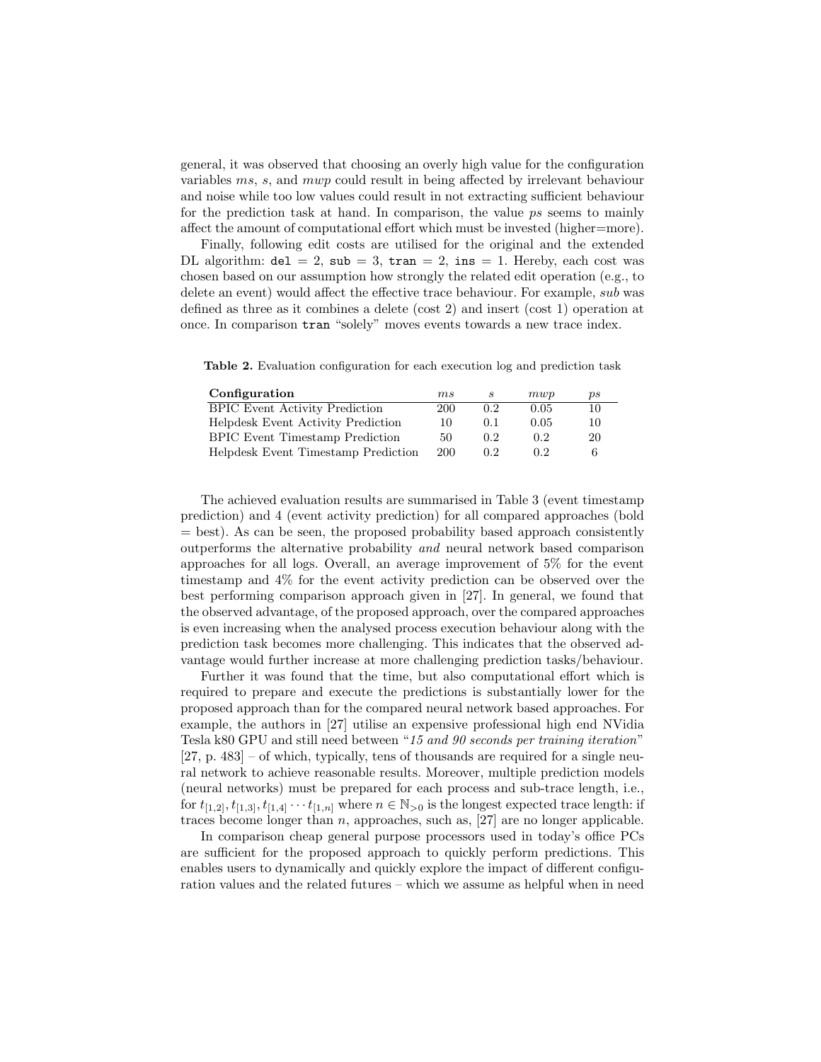general, it was observed that choosing an overly high value for the configuration variables $ms$, $s$, and $mwp$ could result in being affected by irrelevant behaviour and noise while too low values could result in not extracting sufficient behaviour for the prediction task at hand. In comparison, the value $ps$ seems to mainly affect the amount of computational effort which must be invested (higher=more).

Finally, following edit costs are utilised for the original and the extended DL algorithm: `del` = 2, `sub` = 3, `tran` = 2, `ins` = 1. Hereby, each cost was chosen based on our assumption how strongly the related edit operation (e.g., to delete an event) would affect the effective trace behaviour. For example, *sub* was defined as three as it combines a delete (cost 2) and insert (cost 1) operation at once. In comparison `tran` "solely" moves events towards a new trace index.

**Table 2.** Evaluation configuration for each execution log and prediction task

| Configuration | $ms$ | $s$ | $mwp$ | $ps$ |
|---|---|---|---|---|
| BPIC Event Activity Prediction | 200 | 0.2 | 0.05 | 10 |
| Helpdesk Event Activity Prediction | 10 | 0.1 | 0.05 | 10 |
| BPIC Event Timestamp Prediction | 50 | 0.2 | 0.2 | 20 |
| Helpdesk Event Timestamp Prediction | 200 | 0.2 | 0.2 | 6 |

The achieved evaluation results are summarised in Table 3 (event timestamp prediction) and 4 (event activity prediction) for all compared approaches (bold = best). As can be seen, the proposed probability based approach consistently outperforms the alternative probability *and* neural network based comparison approaches for all logs. Overall, an average improvement of 5% for the event timestamp and 4% for the event activity prediction can be observed over the best performing comparison approach given in [27]. In general, we found that the observed advantage, of the proposed approach, over the compared approaches is even increasing when the analysed process execution behaviour along with the prediction task becomes more challenging. This indicates that the observed advantage would further increase at more challenging prediction tasks/behaviour.

Further it was found that the time, but also computational effort which is required to prepare and execute the predictions is substantially lower for the proposed approach than for the compared neural network based approaches. For example, the authors in [27] utilise an expensive professional high end NVidia Tesla k80 GPU and still need between "*15 and 90 seconds per training iteration*" [27, p. 483] – of which, typically, tens of thousands are required for a single neural network to achieve reasonable results. Moreover, multiple prediction models (neural networks) must be prepared for each process and sub-trace length, i.e., for $t_{[1,2]}, t_{[1,3]}, t_{[1,4]} \cdots t_{[1,n]}$ where $n \in \mathbb{N}_{>0}$ is the longest expected trace length: if traces become longer than $n$, approaches, such as, [27] are no longer applicable.

In comparison cheap general purpose processors used in today's office PCs are sufficient for the proposed approach to quickly perform predictions. This enables users to dynamically and quickly explore the impact of different configuration values and the related futures – which we assume as helpful when in need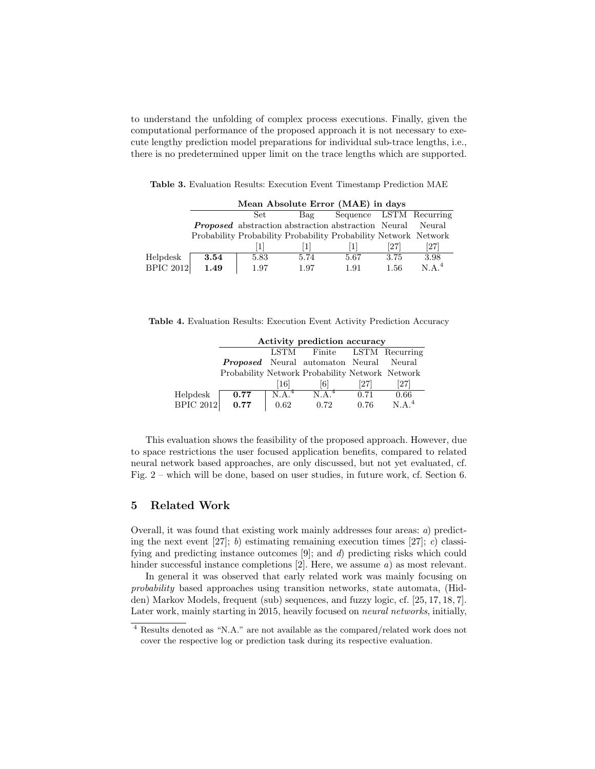to understand the unfolding of complex process executions. Finally, given the computational performance of the proposed approach it is not necessary to execute lengthy prediction model preparations for individual sub-trace lengths, i.e., there is no predetermined upper limit on the trace lengths which are supported.

**Table 3.** Evaluation Results: Execution Event Timestamp Prediction MAE

| | **Mean Absolute Error (MAE) in days** | | | | | |
|---|---|---|---|---|---|---|
| | ***Proposed*** Probability | Set abstraction Probability [1] | Bag abstraction Probability [1] | Sequence abstraction Probability [1] | LSTM Neural Network [27] | Recurring Neural Network [27] |
| Helpdesk | **3.54** | 5.83 | 5.74 | 5.67 | 3.75 | 3.98 |
| BPIC 2012 | **1.49** | 1.97 | 1.97 | 1.91 | 1.56 | N.A.[4] |

**Table 4.** Evaluation Results: Execution Event Activity Prediction Accuracy

| | **Activity prediction accuracy** | | | | |
|---|---|---|---|---|---|
| | ***Proposed*** Probability | LSTM Neural Network [16] | Finite automaton Probability [6] | LSTM Neural Network [27] | Recurring Neural Network [27] |
| Helpdesk | **0.77** | N.A.[4] | N.A.[4] | 0.71 | 0.66 |
| BPIC 2012 | **0.77** | 0.62 | 0.72 | 0.76 | N.A.[4] |

This evaluation shows the feasibility of the proposed approach. However, due to space restrictions the user focused application benefits, compared to related neural network based approaches, are only discussed, but not yet evaluated, cf. Fig. 2 – which will be done, based on user studies, in future work, cf. Section 6.

## 5 Related Work

Overall, it was found that existing work mainly addresses four areas: *a*) predicting the next event [27]; *b*) estimating remaining execution times [27]; *c*) classifying and predicting instance outcomes [9]; and *d*) predicting risks which could hinder successful instance completions [2]. Here, we assume *a*) as most relevant.

In general it was observed that early related work was mainly focusing on *probability* based approaches using transition networks, state automata, (Hidden) Markov Models, frequent (sub) sequences, and fuzzy logic, cf. [25, 17, 18, 7]. Later work, mainly starting in 2015, heavily focused on *neural networks*, initially,

[4] Results denoted as "N.A." are not available as the compared/related work does not cover the respective log or prediction task during its respective evaluation.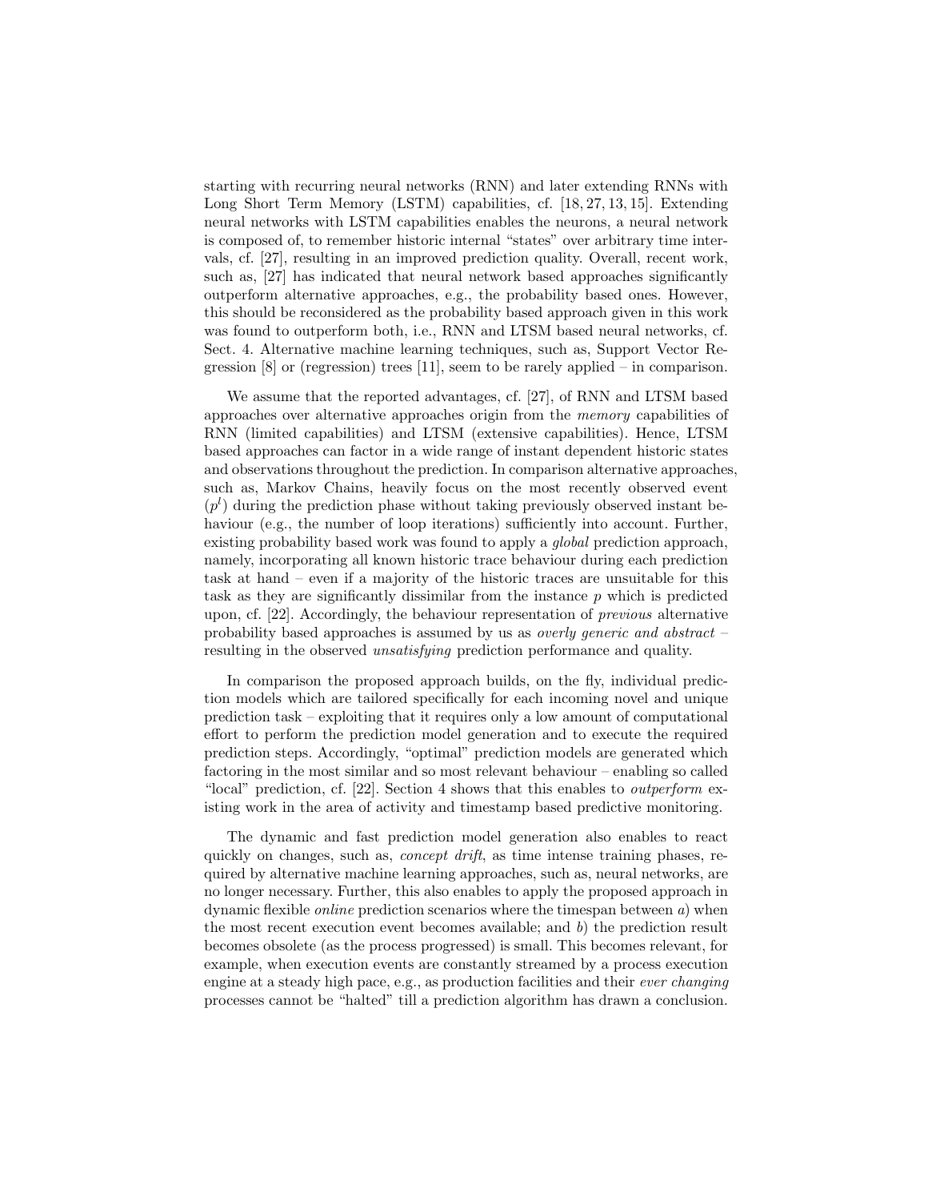starting with recurring neural networks (RNN) and later extending RNNs with Long Short Term Memory (LSTM) capabilities, cf. [18, 27, 13, 15]. Extending neural networks with LSTM capabilities enables the neurons, a neural network is composed of, to remember historic internal "states" over arbitrary time intervals, cf. [27], resulting in an improved prediction quality. Overall, recent work, such as, [27] has indicated that neural network based approaches significantly outperform alternative approaches, e.g., the probability based ones. However, this should be reconsidered as the probability based approach given in this work was found to outperform both, i.e., RNN and LTSM based neural networks, cf. Sect. 4. Alternative machine learning techniques, such as, Support Vector Regression [8] or (regression) trees [11], seem to be rarely applied – in comparison.

We assume that the reported advantages, cf. [27], of RNN and LTSM based approaches over alternative approaches origin from the *memory* capabilities of RNN (limited capabilities) and LTSM (extensive capabilities). Hence, LTSM based approaches can factor in a wide range of instant dependent historic states and observations throughout the prediction. In comparison alternative approaches, such as, Markov Chains, heavily focus on the most recently observed event ($p^l$) during the prediction phase without taking previously observed instant behaviour (e.g., the number of loop iterations) sufficiently into account. Further, existing probability based work was found to apply a *global* prediction approach, namely, incorporating all known historic trace behaviour during each prediction task at hand – even if a majority of the historic traces are unsuitable for this task as they are significantly dissimilar from the instance $p$ which is predicted upon, cf. [22]. Accordingly, the behaviour representation of *previous* alternative probability based approaches is assumed by us as *overly generic and abstract* – resulting in the observed *unsatisfying* prediction performance and quality.

In comparison the proposed approach builds, on the fly, individual prediction models which are tailored specifically for each incoming novel and unique prediction task – exploiting that it requires only a low amount of computational effort to perform the prediction model generation and to execute the required prediction steps. Accordingly, "optimal" prediction models are generated which factoring in the most similar and so most relevant behaviour – enabling so called "local" prediction, cf. [22]. Section 4 shows that this enables to *outperform* existing work in the area of activity and timestamp based predictive monitoring.

The dynamic and fast prediction model generation also enables to react quickly on changes, such as, *concept drift*, as time intense training phases, required by alternative machine learning approaches, such as, neural networks, are no longer necessary. Further, this also enables to apply the proposed approach in dynamic flexible *online* prediction scenarios where the timespan between *a*) when the most recent execution event becomes available; and *b*) the prediction result becomes obsolete (as the process progressed) is small. This becomes relevant, for example, when execution events are constantly streamed by a process execution engine at a steady high pace, e.g., as production facilities and their *ever changing* processes cannot be "halted" till a prediction algorithm has drawn a conclusion.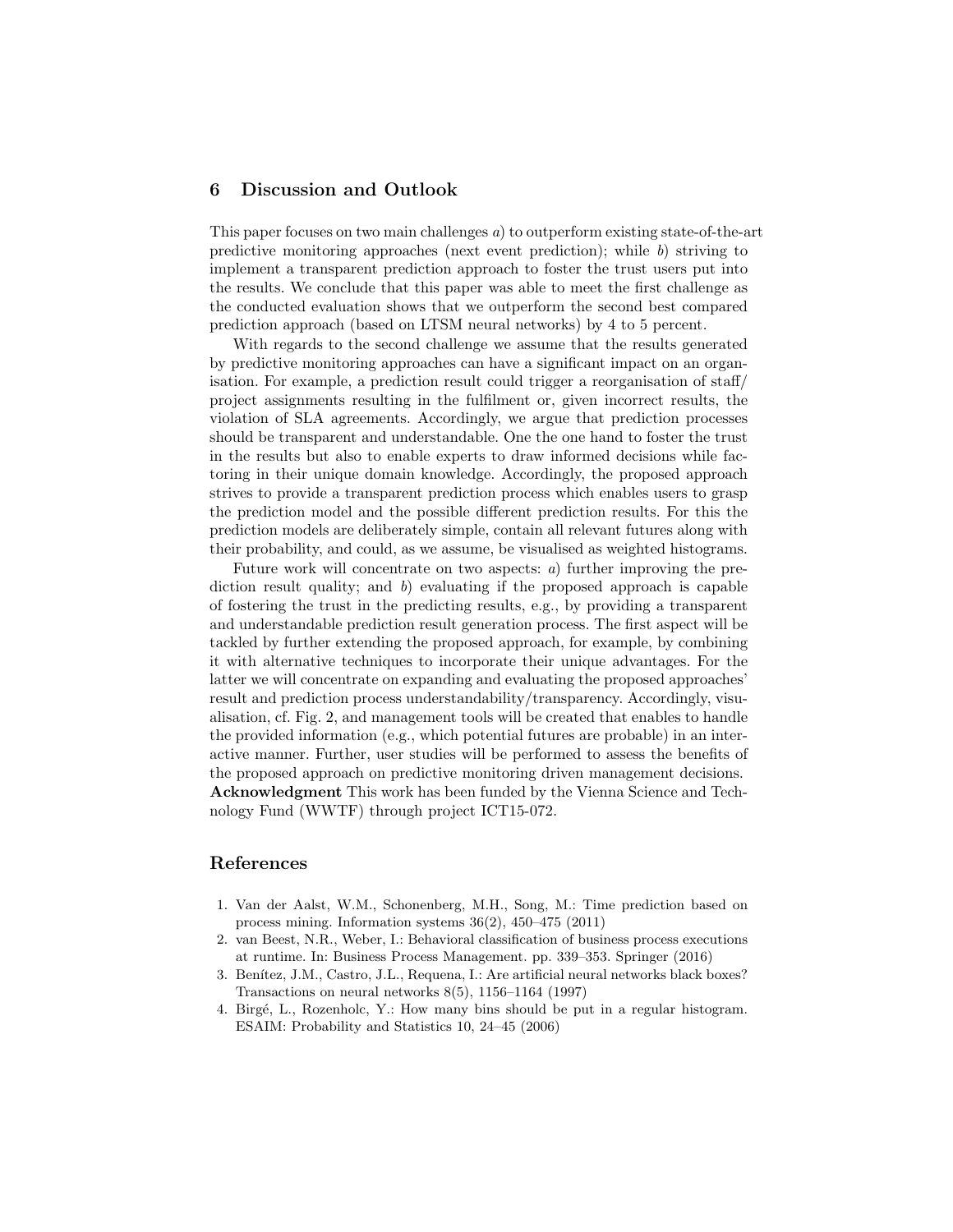## 6 Discussion and Outlook

This paper focuses on two main challenges *a*) to outperform existing state-of-the-art predictive monitoring approaches (next event prediction); while *b*) striving to implement a transparent prediction approach to foster the trust users put into the results. We conclude that this paper was able to meet the first challenge as the conducted evaluation shows that we outperform the second best compared prediction approach (based on LTSM neural networks) by 4 to 5 percent.

With regards to the second challenge we assume that the results generated by predictive monitoring approaches can have a significant impact on an organisation. For example, a prediction result could trigger a reorganisation of staff/ project assignments resulting in the fulfilment or, given incorrect results, the violation of SLA agreements. Accordingly, we argue that prediction processes should be transparent and understandable. One the one hand to foster the trust in the results but also to enable experts to draw informed decisions while factoring in their unique domain knowledge. Accordingly, the proposed approach strives to provide a transparent prediction process which enables users to grasp the prediction model and the possible different prediction results. For this the prediction models are deliberately simple, contain all relevant futures along with their probability, and could, as we assume, be visualised as weighted histograms.

Future work will concentrate on two aspects: *a*) further improving the prediction result quality; and *b*) evaluating if the proposed approach is capable of fostering the trust in the predicting results, e.g., by providing a transparent and understandable prediction result generation process. The first aspect will be tackled by further extending the proposed approach, for example, by combining it with alternative techniques to incorporate their unique advantages. For the latter we will concentrate on expanding and evaluating the proposed approaches' result and prediction process understandability/transparency. Accordingly, visualisation, cf. Fig. 2, and management tools will be created that enables to handle the provided information (e.g., which potential futures are probable) in an interactive manner. Further, user studies will be performed to assess the benefits of the proposed approach on predictive monitoring driven management decisions.

**Acknowledgment** This work has been funded by the Vienna Science and Technology Fund (WWTF) through project ICT15-072.

## References

1. Van der Aalst, W.M., Schonenberg, M.H., Song, M.: Time prediction based on process mining. Information systems 36(2), 450–475 (2011)
2. van Beest, N.R., Weber, I.: Behavioral classification of business process executions at runtime. In: Business Process Management. pp. 339–353. Springer (2016)
3. Benítez, J.M., Castro, J.L., Requena, I.: Are artificial neural networks black boxes? Transactions on neural networks 8(5), 1156–1164 (1997)
4. Birgé, L., Rozenholc, Y.: How many bins should be put in a regular histogram. ESAIM: Probability and Statistics 10, 24–45 (2006)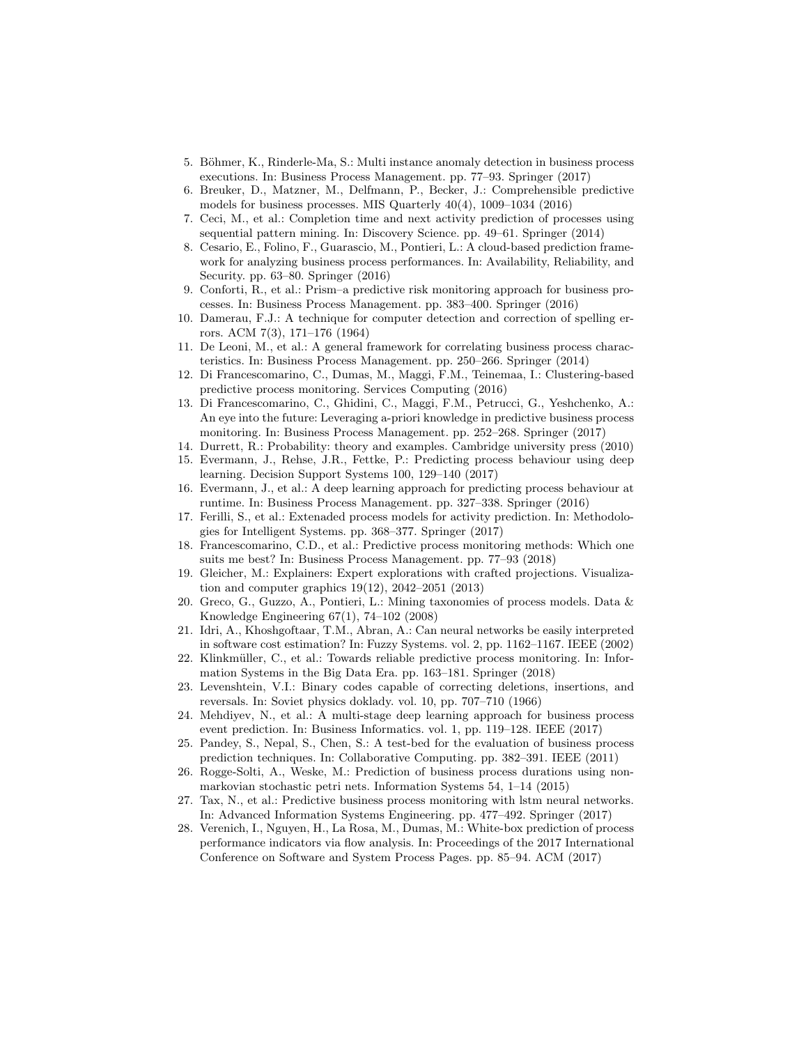5. Böhmer, K., Rinderle-Ma, S.: Multi instance anomaly detection in business process executions. In: Business Process Management. pp. 77–93. Springer (2017)
6. Breuker, D., Matzner, M., Delfmann, P., Becker, J.: Comprehensible predictive models for business processes. MIS Quarterly 40(4), 1009–1034 (2016)
7. Ceci, M., et al.: Completion time and next activity prediction of processes using sequential pattern mining. In: Discovery Science. pp. 49–61. Springer (2014)
8. Cesario, E., Folino, F., Guarascio, M., Pontieri, L.: A cloud-based prediction framework for analyzing business process performances. In: Availability, Reliability, and Security. pp. 63–80. Springer (2016)
9. Conforti, R., et al.: Prism–a predictive risk monitoring approach for business processes. In: Business Process Management. pp. 383–400. Springer (2016)
10. Damerau, F.J.: A technique for computer detection and correction of spelling errors. ACM 7(3), 171–176 (1964)
11. De Leoni, M., et al.: A general framework for correlating business process characteristics. In: Business Process Management. pp. 250–266. Springer (2014)
12. Di Francescomarino, C., Dumas, M., Maggi, F.M., Teinemaa, I.: Clustering-based predictive process monitoring. Services Computing (2016)
13. Di Francescomarino, C., Ghidini, C., Maggi, F.M., Petrucci, G., Yeshchenko, A.: An eye into the future: Leveraging a-priori knowledge in predictive business process monitoring. In: Business Process Management. pp. 252–268. Springer (2017)
14. Durrett, R.: Probability: theory and examples. Cambridge university press (2010)
15. Evermann, J., Rehse, J.R., Fettke, P.: Predicting process behaviour using deep learning. Decision Support Systems 100, 129–140 (2017)
16. Evermann, J., et al.: A deep learning approach for predicting process behaviour at runtime. In: Business Process Management. pp. 327–338. Springer (2016)
17. Ferilli, S., et al.: Extenaded process models for activity prediction. In: Methodologies for Intelligent Systems. pp. 368–377. Springer (2017)
18. Francescomarino, C.D., et al.: Predictive process monitoring methods: Which one suits me best? In: Business Process Management. pp. 77–93 (2018)
19. Gleicher, M.: Explainers: Expert explorations with crafted projections. Visualization and computer graphics 19(12), 2042–2051 (2013)
20. Greco, G., Guzzo, A., Pontieri, L.: Mining taxonomies of process models. Data & Knowledge Engineering 67(1), 74–102 (2008)
21. Idri, A., Khoshgoftaar, T.M., Abran, A.: Can neural networks be easily interpreted in software cost estimation? In: Fuzzy Systems. vol. 2, pp. 1162–1167. IEEE (2002)
22. Klinkmüller, C., et al.: Towards reliable predictive process monitoring. In: Information Systems in the Big Data Era. pp. 163–181. Springer (2018)
23. Levenshtein, V.I.: Binary codes capable of correcting deletions, insertions, and reversals. In: Soviet physics doklady. vol. 10, pp. 707–710 (1966)
24. Mehdiyev, N., et al.: A multi-stage deep learning approach for business process event prediction. In: Business Informatics. vol. 1, pp. 119–128. IEEE (2017)
25. Pandey, S., Nepal, S., Chen, S.: A test-bed for the evaluation of business process prediction techniques. In: Collaborative Computing. pp. 382–391. IEEE (2011)
26. Rogge-Solti, A., Weske, M.: Prediction of business process durations using non-markovian stochastic petri nets. Information Systems 54, 1–14 (2015)
27. Tax, N., et al.: Predictive business process monitoring with lstm neural networks. In: Advanced Information Systems Engineering. pp. 477–492. Springer (2017)
28. Verenich, I., Nguyen, H., La Rosa, M., Dumas, M.: White-box prediction of process performance indicators via flow analysis. In: Proceedings of the 2017 International Conference on Software and System Process Pages. pp. 85–94. ACM (2017)